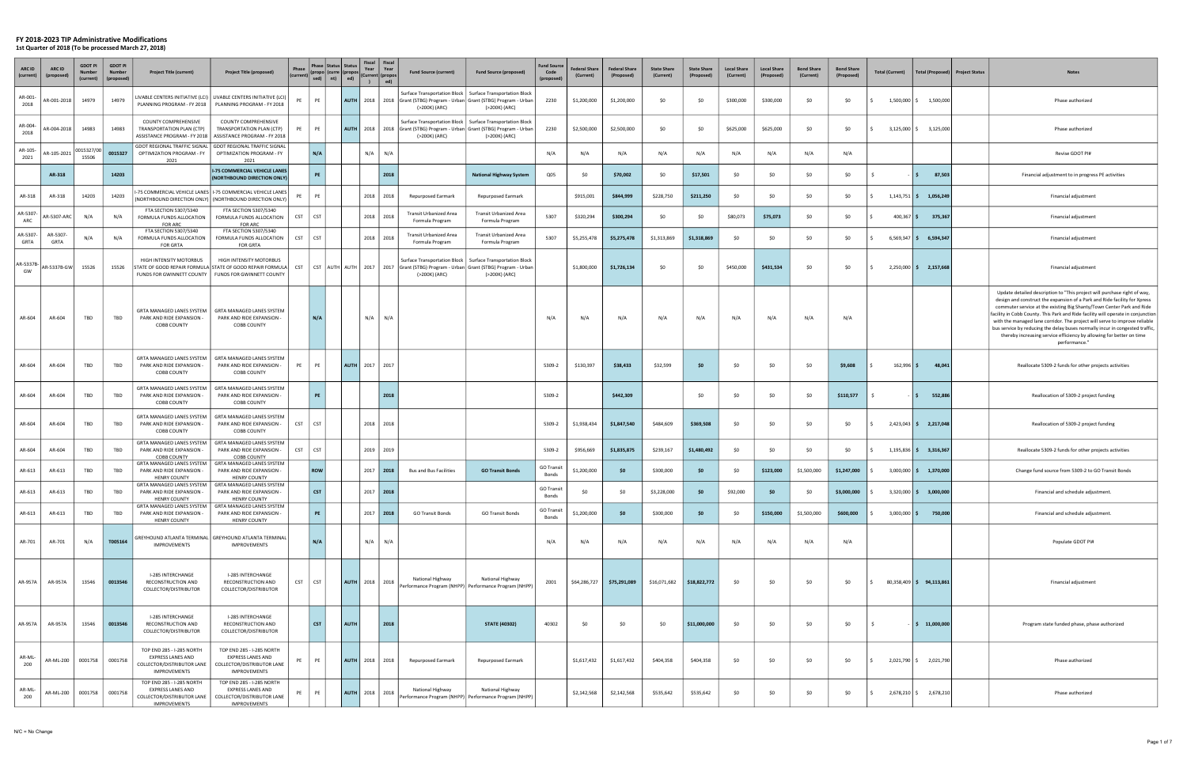# FY 2018-2023 TIP Administrative Modifications

**1st Quarter of 2018 (To be processed March 27, 2018)**

| ARC ID (current) | ARC ID (proposed) | GDOT PI Number (current) | GDOT PI Number (proposed) | Project Title (current) | Project Title (proposed) | Phase (current) | Phase (proposed) | Status (current) | Status (proposed) | Fiscal Year (Current) | Fiscal Year (proposed) | Fund Source (current) | Fund Source (proposed) | Fund Source Code (proposed) | Federal Share (Current) | Federal Share (Proposed) | State Share (Current) | State Share (Proposed) | Local Share (Current) | Local Share (Proposed) | Bond Share (Current) | Bond Share (Proposed) | Total (Current) | Total (Proposed) | Project Status | Notes |
|---|---|---|---|---|---|---|---|---|---|---|---|---|---|---|---|---|---|---|---|---|---|---|---|---|---|---|
| AR-001-2018 | AR-001-2018 | 14979 | 14979 | LIVABLE CENTERS INITIATIVE (LCI) PLANNING PROGRAM - FY 2018 | LIVABLE CENTERS INITIATIVE (LCI) PLANNING PROGRAM - FY 2018 | PE | PE | | AUTH | 2018 | 2018 | Surface Transportation Block Grant (STBG) Program - Urban (>200K) (ARC) | Surface Transportation Block Grant (STBG) Program - Urban (>200K) (ARC) | Z230 | $1,200,000 | $1,200,000 | $0 | $0 | $300,000 | $300,000 | $0 | $0 | $ 1,500,000 | $ 1,500,000 | | Phase authorized |
| AR-004-2018 | AR-004-2018 | 14983 | 14983 | COUNTY COMPREHENSIVE TRANSPORTATION PLAN (CTP) ASSISTANCE PROGRAM - FY 2018 | COUNTY COMPREHENSIVE TRANSPORTATION PLAN (CTP) ASSISTANCE PROGRAM - FY 2018 | PE | PE | | AUTH | 2018 | 2018 | Surface Transportation Block Grant (STBG) Program - Urban (>200K) (ARC) | Surface Transportation Block Grant (STBG) Program - Urban (>200K) (ARC) | Z230 | $2,500,000 | $2,500,000 | $0 | $0 | $625,000 | $625,000 | $0 | $0 | $ 3,125,000 | $ 3,125,000 | | Phase authorized |
| AR-105-2021 | AR-105-2021 | 0015327/0015506 | 0015327 | GDOT REGIONAL TRAFFIC SIGNAL OPTIMIZATION PROGRAM - FY 2021 | GDOT REGIONAL TRAFFIC SIGNAL OPTIMIZATION PROGRAM - FY 2021 | | N/A | | | N/A | N/A | | | N/A | N/A | N/A | N/A | N/A | N/A | N/A | N/A | N/A | | | | Revise GDOT PI# |
| | AR-318 | | 14203 | | I-75 COMMERCIAL VEHICLE LANES (NORTHBOUND DIRECTION ONLY) | | PE | | | | 2018 | | National Highway System | Q05 | $0 | $70,002 | $0 | $17,501 | $0 | $0 | $0 | $0 | $ - | $ 87,503 | | Financial adjustment to in progress PE activities |
| AR-318 | AR-318 | 14203 | 14203 | I-75 COMMERCIAL VEHICLE LANES (NORTHBOUND DIRECTION ONLY) | I-75 COMMERCIAL VEHICLE LANES (NORTHBOUND DIRECTION ONLY) | PE | PE | | | 2018 | 2018 | Repurposed Earmark | Repurposed Earmark | | $915,001 | $844,999 | $228,750 | $211,250 | $0 | $0 | $0 | $0 | $ 1,143,751 | $ 1,056,249 | | Financial adjustment |
| AR-5307-ARC | AR-5307-ARC | N/A | N/A | FTA SECTION 5307/5340 FORMULA FUNDS ALLOCATION FOR ARC | FTA SECTION 5307/5340 FORMULA FUNDS ALLOCATION FOR ARC | CST | CST | | | 2018 | 2018 | Transit Urbanized Area Formula Program | Transit Urbanized Area Formula Program | 5307 | $320,294 | $300,294 | $0 | $0 | $80,073 | $75,073 | $0 | $0 | $ 400,367 | $ 375,367 | | Financial adjustment |
| AR-5307-GRTA | AR-5307-GRTA | N/A | N/A | FTA SECTION 5307/5340 FORMULA FUNDS ALLOCATION FOR GRTA | FTA SECTION 5307/5340 FORMULA FUNDS ALLOCATION FOR GRTA | CST | CST | | | 2018 | 2018 | Transit Urbanized Area Formula Program | Transit Urbanized Area Formula Program | 5307 | $5,255,478 | $5,275,478 | $1,313,869 | $1,318,869 | $0 | $0 | $0 | $0 | $ 6,569,347 | $ 6,594,347 | | Financial adjustment |
| AR-5337B-GW | AR-5337B-GW | 15526 | 15526 | HIGH INTENSITY MOTORBUS STATE OF GOOD REPAIR FORMULA FUNDS FOR GWINNETT COUNTY | HIGH INTENSITY MOTORBUS STATE OF GOOD REPAIR FORMULA FUNDS FOR GWINNETT COUNTY | CST | CST | AUTH | AUTH | 2017 | 2017 | Surface Transportation Block Grant (STBG) Program - Urban (>200K) (ARC) | Surface Transportation Block Grant (STBG) Program - Urban (>200K) (ARC) | | $1,800,000 | $1,726,134 | $0 | $0 | $450,000 | $431,534 | $0 | $0 | $ 2,250,000 | $ 2,157,668 | | Financial adjustment |
| AR-604 | AR-604 | TBD | TBD | GRTA MANAGED LANES SYSTEM PARK AND RIDE EXPANSION - COBB COUNTY | GRTA MANAGED LANES SYSTEM PARK AND RIDE EXPANSION - COBB COUNTY | | N/A | | | N/A | N/A | | | N/A | N/A | N/A | N/A | N/A | N/A | N/A | N/A | N/A | | | | Update detailed description to "This project will purchase right of way, design and construct the expansion of a Park and Ride facility for Xpress commuter service at the existing Big Shanty/Town Center Park and Ride facility in Cobb County. This Park and Ride facility will operate in conjunction with the managed lane corridor. The project will serve to improve reliable bus service by reducing the delay buses normally incur in congested traffic, thereby increasing service efficiency by allowing for better on time performance." |
| AR-604 | AR-604 | TBD | TBD | GRTA MANAGED LANES SYSTEM PARK AND RIDE EXPANSION - COBB COUNTY | GRTA MANAGED LANES SYSTEM PARK AND RIDE EXPANSION - COBB COUNTY | PE | PE | | AUTH | 2017 | 2017 | | | 5309-2 | $130,397 | $38,433 | $32,599 | $0 | $0 | $0 | $0 | $9,608 | $ 162,996 | $ 48,041 | | Reallocate 5309-2 funds for other projects activities |
| AR-604 | AR-604 | TBD | TBD | GRTA MANAGED LANES SYSTEM PARK AND RIDE EXPANSION - COBB COUNTY | GRTA MANAGED LANES SYSTEM PARK AND RIDE EXPANSION - COBB COUNTY | | PE | | | | 2018 | | | 5309-2 | | $442,309 | | $0 | $0 | $0 | $0 | $110,577 | $ - | $ 552,886 | | Reallocation of 5309-2 project funding |
| AR-604 | AR-604 | TBD | TBD | GRTA MANAGED LANES SYSTEM PARK AND RIDE EXPANSION - COBB COUNTY | GRTA MANAGED LANES SYSTEM PARK AND RIDE EXPANSION - COBB COUNTY | CST | CST | | | 2018 | 2018 | | | 5309-2 | $1,938,434 | $1,847,540 | $484,609 | $369,508 | $0 | $0 | $0 | $0 | $ 2,423,043 | $ 2,217,048 | | Reallocation of 5309-2 project funding |
| AR-604 | AR-604 | TBD | TBD | GRTA MANAGED LANES SYSTEM PARK AND RIDE EXPANSION - COBB COUNTY | GRTA MANAGED LANES SYSTEM PARK AND RIDE EXPANSION - COBB COUNTY | CST | CST | | | 2019 | 2019 | | | 5309-2 | $956,669 | $1,835,875 | $239,167 | $1,480,492 | $0 | $0 | $0 | $0 | $ 1,195,836 | $ 3,316,367 | | Reallocate 5309-2 funds for other projects activities |
| AR-613 | AR-613 | TBD | TBD | GRTA MANAGED LANES SYSTEM PARK AND RIDE EXPANSION - HENRY COUNTY | GRTA MANAGED LANES SYSTEM PARK AND RIDE EXPANSION - HENRY COUNTY | | ROW | | | 2017 | 2018 | Bus and Bus Facilities | GO Transit Bonds | GO Transit Bonds | $1,200,000 | $0 | $300,000 | $0 | $0 | $123,000 | $1,500,000 | $1,247,000 | $ 3,000,000 | $ 1,370,000 | | Change fund source from 5309-2 to GO Transit Bonds |
| AR-613 | AR-613 | TBD | TBD | GRTA MANAGED LANES SYSTEM PARK AND RIDE EXPANSION - HENRY COUNTY | GRTA MANAGED LANES SYSTEM PARK AND RIDE EXPANSION - HENRY COUNTY | | CST | | | 2017 | 2018 | | | GO Transit Bonds | $0 | $0 | $3,228,000 | $0 | $92,000 | $0 | $0 | $3,000,000 | $ 3,320,000 | $ 3,000,000 | | Financial and schedule adjustment. |
| AR-613 | AR-613 | TBD | TBD | GRTA MANAGED LANES SYSTEM PARK AND RIDE EXPANSION - HENRY COUNTY | GRTA MANAGED LANES SYSTEM PARK AND RIDE EXPANSION - HENRY COUNTY | | PE | | | 2017 | 2018 | GO Transit Bonds | GO Transit Bonds | GO Transit Bonds | $1,200,000 | $0 | $300,000 | $0 | $0 | $150,000 | $1,500,000 | $600,000 | $ 3,000,000 | $ 750,000 | | Financial and schedule adjustment. |
| AR-701 | AR-701 | N/A | T005164 | GREYHOUND ATLANTA TERMINAL IMPROVEMENTS | GREYHOUND ATLANTA TERMINAL IMPROVEMENTS | | N/A | | | N/A | N/A | | | N/A | N/A | N/A | N/A | N/A | N/A | N/A | N/A | N/A | | | | Populate GDOT PI# |
| AR-957A | AR-957A | 13546 | 0013546 | I-285 INTERCHANGE RECONSTRUCTION AND COLLECTOR/DISTRIBUTOR | I-285 INTERCHANGE RECONSTRUCTION AND COLLECTOR/DISTRIBUTOR | CST | CST | | AUTH | 2018 | 2018 | National Highway Performance Program (NHPP) | National Highway Performance Program (NHPP) | Z001 | $64,286,727 | $75,291,089 | $16,071,682 | $18,822,772 | $0 | $0 | $0 | $0 | $ 80,358,409 | $ 94,113,861 | | Financial adjustment |
| AR-957A | AR-957A | 13546 | 0013546 | I-285 INTERCHANGE RECONSTRUCTION AND COLLECTOR/DISTRIBUTOR | I-285 INTERCHANGE RECONSTRUCTION AND COLLECTOR/DISTRIBUTOR | | CST | | AUTH | | 2018 | | STATE (40302) | 40302 | $0 | $0 | $0 | $11,000,000 | $0 | $0 | $0 | $0 | $ - | $ 11,000,000 | | Program state funded phase, phase authorized |
| AR-ML-200 | AR-ML-200 | 0001758 | 0001758 | TOP END 285 - I-285 NORTH EXPRESS LANES AND COLLECTOR/DISTRIBUTOR LANE IMPROVEMENTS | TOP END 285 - I-285 NORTH EXPRESS LANES AND COLLECTOR/DISTRIBUTOR LANE IMPROVEMENTS | PE | PE | | AUTH | 2018 | 2018 | Repurposed Earmark | Repurposed Earmark | | $1,617,432 | $1,617,432 | $404,358 | $404,358 | $0 | $0 | $0 | $0 | $ 2,021,790 | $ 2,021,790 | | Phase authorized |
| AR-ML-200 | AR-ML-200 | 0001758 | 0001758 | TOP END 285 - I-285 NORTH EXPRESS LANES AND COLLECTOR/DISTRIBUTOR LANE IMPROVEMENTS | TOP END 285 - I-285 NORTH EXPRESS LANES AND COLLECTOR/DISTRIBUTOR LANE IMPROVEMENTS | PE | PE | | AUTH | 2018 | 2018 | National Highway Performance Program (NHPP) | National Highway Performance Program (NHPP) | | $2,142,568 | $2,142,568 | $535,642 | $535,642 | $0 | $0 | $0 | $0 | $ 2,678,210 | $ 2,678,210 | | Phase authorized |

N/C = No Change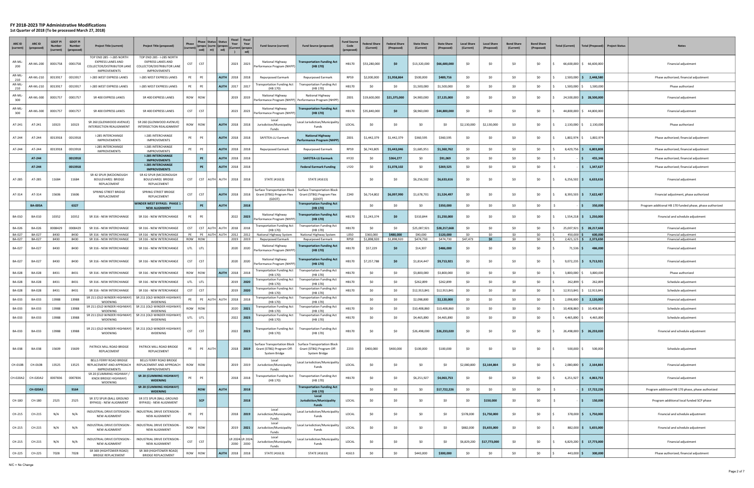# FY 2018-2023 TIP Administrative Modifications

**1st Quarter of 2018 (To be processed March 27, 2018)**

| ARC ID (current) | ARC ID (proposed) | GDOT PI Number (current) | GDOT PI Number (proposed) | Project Title (current) | Project Title (proposed) | Phase (current) | Phase (proposed) | Status (current) | Status (proposed) | Fiscal Year (Current) | Fiscal Year (proposed) | Fund Source (current) | Fund Source (proposed) | Fund Source Code (proposed) | Federal Share (Current) | Federal Share (Proposed) | State Share (Current) | State Share (Proposed) | Local Share (Current) | Local Share (Proposed) | Bond Share (Current) | Bond Share (Proposed) | Total (Current) | Total (Proposed) | Project Status | Notes |
|---|---|---|---|---|---|---|---|---|---|---|---|---|---|---|---|---|---|---|---|---|---|---|---|---|---|---|
| AR-ML-200 | AR-ML-200 | 0001758 | 0001758 | TOP END 285 - I-285 NORTH EXPRESS LANES AND COLLECTOR/DISTRIBUTOR LANE IMPROVEMENTS | TOP END 285 - I-285 NORTH EXPRESS LANES AND COLLECTOR/DISTRIBUTOR LANE IMPROVEMENTS | CST | CST | | | 2023 | 2023 | National Highway Performance Program (NHPP) | **Transportation Funding Act (HB 170)** | HB170 | $53,280,000 | **$0** | $13,320,000 | **$66,600,000** | $0 | $0 | $0 | $0 | $ 66,600,000 | $ 66,600,000 | | Financial adjustment |
| AR-ML-210 | AR-ML-210 | 0013917 | 0013917 | I-285 WEST EXPRESS LANES | I-285 WEST EXPRESS LANES | PE | PE | | **AUTH** | 2018 | 2018 | Repurposed Earmark | Repurposed Earmark | RP59 | $2,000,000 | **$1,958,864** | $500,000 | **$489,716** | $0 | $0 | $0 | $0 | $ 2,500,000 | **$ 2,448,580** | | Phase authorized; financial adjustment |
| AR-ML-210 | AR-ML-210 | 0013917 | 0013917 | I-285 WEST EXPRESS LANES | I-285 WEST EXPRESS LANES | PE | PE | | **AUTH** | 2017 | 2017 | Transportation Funding Act (HB 170) | Transportation Funding Act (HB 170) | HB170 | $0 | $0 | $1,500,000 | $1,500,000 | $0 | $0 | $0 | $0 | $ 1,500,000 | $ 1,500,000 | | Phase authorized |
| AR-ML-300 | AR-ML-300 | 0001757 | 0001757 | SR 400 EXPRESS LANES | SR 400 EXPRESS LANES | ROW | ROW | | | 2019 | 2019 | National Highway Performance Program (NHPP) | National Highway Performance Program (NHPP) | Z001 | $19,600,000 | **$21,375,000** | $4,900,000 | **$7,125,000** | $0 | $0 | $0 | $0 | $ 24,500,000 | **$ 28,500,000** | | Financial adjustment |
| AR-ML-300 | AR-ML-300 | 0001757 | 0001757 | SR 400 EXPRESS LANES | SR 400 EXPRESS LANES | CST | CST | | | 2023 | 2023 | National Highway Performance Program (NHPP) | **Transportation Funding Act (HB 170)** | HB170 | $35,840,000 | **$0** | $8,960,000 | **$44,800,000** | $0 | $0 | $0 | $0 | $ 44,800,000 | $ 44,800,000 | | Financial adjustment |
| AT-241 | AT-241 | 10323 | 10323 | SR 260 (GLENWOOD AVENUE) INTERSECTION REALIGNMENT | SR 260 (GLENWOOD AVENUE) INTERSECTION REALIGNMENT | ROW | ROW | | **AUTH** | 2018 | 2018 | Local Jurisdiction/Municipality Funds | Local Jurisdiction/Municipality Funds | LOCAL | $0 | $0 | $0 | $0 | $2,130,000 | $2,130,000 | $0 | $0 | $ 2,130,000 | $ 2,130,000 | | Phase authorized |
| AT-244 | AT-244 | 0013918 | 0013918 | I-285 INTERCHANGE IMPROVEMENTS | I-285 INTERCHANGE IMPROVEMENTS | PE | PE | | **AUTH** | 2018 | 2018 | SAFETEA-LU Earmark | **National Highway Performance Program (NHPP)** | Z001 | $1,442,379 | $1,442,379 | $360,595 | $360,595 | $0 | $0 | $0 | $0 | $ 1,802,974 | $ 1,802,974 | | Phase authorized; financial adjustment |
| AT-244 | AT-244 | 0013918 | 0013918 | I-285 INTERCHANGE IMPROVEMENTS | I-285 INTERCHANGE IMPROVEMENTS | PE | PE | | **AUTH** | 2018 | 2018 | Repurposed Earmark | Repurposed Earmark | RP59 | $6,743,805 | **$5,443,046** | $1,685,951 | **$1,360,762** | $0 | $0 | $0 | $0 | $ 8,429,756 | **$ 6,803,808** | | Phase authorized; financial adjustment |
| | **AT-244** | | **0013918** | | **I-285 INTERCHANGE IMPROVEMENTS** | | **PE** | | **AUTH** | 2018 | 2018 | | **SAFETEA-LU Earmark** | HY20 | $0 | **$364,277** | $0 | **$91,069** | $0 | $0 | $0 | $0 | $ - | **$ 455,346** | | Phase authorized; financial adjustment |
| | **AT-244** | | **0013918** | | **I-285 INTERCHANGE IMPROVEMENTS** | | **PE** | | **AUTH** | 2018 | 2018 | | **Federal Earmark Funding** | LY20 | $0 | **$1,078,102** | $0 | **$269,525** | $0 | $0 | $0 | $0 | $ - | **$ 1,347,627** | | Phase authorized; financial adjustment |
| AT-285 | AT-285 | 11684 | 11684 | SR 42 SPUR (MCDONOUGH BOULEVARD) BRIDGE REPLACEMENT | SR 42 SPUR (MCDONOUGH BOULEVARD) BRIDGE REPLACEMENT | CST | CST | AUTH | AUTH | 2018 | 2018 | STATE (41613) | STATE (41613) | | $0 | $0 | $6,256,502 | **$6,633,616** | $0 | $0 | $0 | $0 | $ 6,256,502 | **$ 6,633,616** | | Financial adjustment |
| AT-314 | AT-314 | 15606 | 15606 | SPRING STREET BRIDGE REPLACEMENT | SPRING STREET BRIDGE REPLACEMENT | CST | CST | | **AUTH** | 2018 | 2018 | Surface Transportation Block Grant (STBG) Program Flex (GDOT) | Surface Transportation Block Grant (STBG) Program Flex (GDOT) | Z240 | $6,714,802 | **$6,097,990** | $1,678,701 | **$1,524,497** | $0 | $0 | $0 | $0 | $ 8,393,503 | **$ 7,622,487** | | Financial adjustment, phase authorized |
| | **BA-005A** | | **6327** | | **WINDER WEST BYPASS: PHASE 1 - NEW ALIGNMENT** | | **PE** | | **AUTH** | | **2018** | | **Transportation Funding Act (HB 170)** | | $0 | $0 | $0 | **$350,000** | $0 | $0 | $0 | $0 | $ - | **$ 350,000** | | Program additional HB 170 funded phase, phase authorized |
| BA-010 | BA-010 | 10352 | 10352 | SR 316 - NEW INTERCHANGE | SR 316 - NEW INTERCHANGE | PE | PE | | | 2022 | **2023** | National Highway Performance Program (NHPP) | **Transportation Funding Act (HB 170)** | HB170 | $1,243,374 | **$0** | $310,844 | **$1,250,000** | $0 | $0 | $0 | $0 | $ 1,554,218 | **$ 1,250,000** | | Financial and schedule adjustment |
| BA-026 | BA-026 | 0008429 | 0008429 | SR 316 - NEW INTERCHANGE | SR 316 - NEW INTERCHANGE | CST | CST | AUTH | AUTH | 2018 | 2018 | Transportation Funding Act (HB 170) | Transportation Funding Act (HB 170) | HB170 | $0 | $0 | $25,007,921 | **$28,217,668** | $0 | $0 | $0 | $0 | $ 25,007,921 | **$ 28,217,668** | | Financial adjustment |
| BA-027 | BA-027 | 8430 | 8430 | SR 316 - NEW INTERCHANGE | SR 316 - NEW INTERCHANGE | PE | PE | AUTH | AUTH | 2012 | 2012 | National Highway System | National Highway System | L050 | $360,000 | **$480,000** | $90,000 | **$120,000** | $0 | $0 | $0 | $0 | $ 450,000 | **$ 600,000** | | Financial adjustment |
| BA-027 | BA-027 | 8430 | 8430 | SR 316 - NEW INTERCHANGE | SR 316 - NEW INTERCHANGE | ROW | ROW | | | 2019 | 2019 | Repurposed Earmark | Repurposed Earmark | RP59 | $1,898,920 | $1,898,920 | $474,730 | $474,730 | $47,473 | **$0** | $0 | $0 | $ 2,421,123 | **$ 2,373,650** | | Financial adjustment |
| BA-027 | BA-027 | 8430 | 8430 | SR 316 - NEW INTERCHANGE | SR 316 - NEW INTERCHANGE | UTL | UTL | | | 2020 | 2020 | National Highway Performance Program (NHPP) | **Transportation Funding Act (HB 170)** | HB170 | $57,229 | **$0** | $14,307 | **$486,000** | $0 | $0 | $0 | $0 | $ 71,536 | **$ 486,000** | | Financial adjustment |
| BA-027 | BA-027 | 8430 | 8430 | SR 316 - NEW INTERCHANGE | SR 316 - NEW INTERCHANGE | CST | CST | | | 2020 | 2020 | National Highway Performance Program (NHPP) | **Transportation Funding Act (HB 170)** | HB170 | $7,257,788 | **$0** | $1,814,447 | **$9,713,921** | $0 | $0 | $0 | $0 | $ 9,072,235 | **$ 9,713,921** | | Financial adjustment |
| BA-028 | BA-028 | 8431 | 8431 | SR 316 - NEW INTERCHANGE | SR 316 - NEW INTERCHANGE | ROW | ROW | | **AUTH** | 2018 | 2018 | Transportation Funding Act (HB 170) | Transportation Funding Act (HB 170) | HB170 | $0 | $0 | $3,800,000 | $3,800,000 | $0 | $0 | $0 | $0 | $ 3,800,000 | $ 3,800,000 | | Phase authorized |
| BA-028 | BA-028 | 8431 | 8431 | SR 316 - NEW INTERCHANGE | SR 316 - NEW INTERCHANGE | UTL | UTL | | | 2019 | **2020** | Transportation Funding Act (HB 170) | Transportation Funding Act (HB 170) | HB170 | $0 | $0 | $262,899 | $262,899 | $0 | $0 | $0 | $0 | $ 262,899 | $ 262,899 | | Schedule adjustment |
| BA-028 | BA-028 | 8431 | 8431 | SR 316 - NEW INTERCHANGE | SR 316 - NEW INTERCHANGE | CST | CST | | | 2019 | **2020** | Transportation Funding Act (HB 170) | Transportation Funding Act (HB 170) | HB170 | $0 | $0 | $12,913,841 | $12,913,841 | $0 | $0 | $0 | $0 | $ 12,913,841 | $ 12,913,841 | | Schedule adjustment |
| BA-033 | BA-033 | 13988 | 13988 | SR 211 (OLD WINDER HIGHWAY) WIDENING | SR 211 (OLD WINDER HIGHWAY) WIDENING | PE | PE | AUTH | AUTH | 2018 | 2018 | Transportation Funding Act (HB 170) | Transportation Funding Act (HB 170) | | $0 | $0 | $2,098,800 | **$2,120,000** | $0 | $0 | $0 | $0 | $ 2,098,800 | **$ 2,120,000** | | Financial adjustment |
| BA-033 | BA-033 | 13988 | 13988 | SR 211 (OLD WINDER HIGHWAY) WIDENING | SR 211 (OLD WINDER HIGHWAY) WIDENING | ROW | ROW | | | 2020 | **2021** | Transportation Funding Act (HB 170) | Transportation Funding Act (HB 170) | HB170 | $0 | $0 | $10,408,860 | $10,408,860 | $0 | $0 | $0 | $0 | $ 10,408,860 | $ 10,408,860 | | Schedule adjustment |
| BA-033 | BA-033 | 13988 | 13988 | SR 211 (OLD WINDER HIGHWAY) WIDENING | SR 211 (OLD WINDER HIGHWAY) WIDENING | UTL | UTL | | | 2022 | **2023** | Transportation Funding Act (HB 170) | Transportation Funding Act (HB 170) | HB170 | $0 | $0 | $4,465,890 | $4,465,890 | $0 | $0 | $0 | $0 | $ 4,465,890 | $ 4,465,890 | | Schedule adjustment |
| BA-033 | BA-033 | 13988 | 13988 | SR 211 (OLD WINDER HIGHWAY) WIDENING | SR 211 (OLD WINDER HIGHWAY) WIDENING | CST | CST | | | 2022 | **2023** | Transportation Funding Act (HB 170) | Transportation Funding Act (HB 170) | HB170 | $0 | $0 | $26,498,000 | **$26,233,020** | $0 | $0 | $0 | $0 | $ 26,498,000 | **$ 26,233,020** | | Financial and schedule adjustment |
| BA-038 | BA-038 | 15609 | 15609 | PATRICK MILL ROAD BRIDGE REPLACEMENT | PATRICK MILL ROAD BRIDGE REPLACEMENT | PE | PE | AUTH | | 2018 | **2019** | Surface Transportation Block Grant (STBG) Program Off-System Bridge | Surface Transportation Block Grant (STBG) Program Off-System Bridge | Z233 | $400,000 | $400,000 | $100,000 | $100,000 | $0 | $0 | $0 | $0 | $ 500,000 | $ 500,000 | | Schedule adjustment |
| CH-010B | CH-010B | 13525 | 13525 | BELLS FERRY ROAD BRIDGE REPLACEMENT AND APPROACH IMPROVEMENTS | BELLS FERRY ROAD BRIDGE REPLACEMENT AND APPROACH IMPROVEMENTS | ROW | ROW | | | 2019 | 2019 | Local Jurisdiction/Municipality Funds | Local Jurisdiction/Municipality Funds | LOCAL | $0 | $0 | $0 | $0 | $2,080,800 | **$2,164,864** | $0 | $0 | $ 2,080,800 | **$ 2,164,864** | | Financial adjustment |
| CH-020A2 | CH-020A2 | 0007836 | 0007836 | SR 20 (CUMMING HIGHWAY / KNOX BRIDGE HIGHWAY) WIDENING | **SR 20 (CUMMING HIGHWAY) WIDENING** | PE | PE | | | 2018 | 2018 | Transportation Funding Act (HB 170) | Transportation Funding Act (HB 170) | HB170 | $0 | $0 | $6,251,927 | **$4,063,753** | $0 | $0 | $0 | $0 | $ 6,251,927 | **$ 4,063,753** | | Financial adjustment |
| | **CH-020A3** | | **9164** | | **SR 20 (CUMMING HIGHWAY) WIDENING** | | **ROW** | | **AUTH** | | **2018** | | **Transportation Funding Act (HB 170)** | | $0 | $0 | $0 | **$17,722,226** | $0 | $0 | $0 | $0 | $ - | **$ 17,722,226** | | Program additional HB 170 phase, phase authorized |
| CH-180 | CH-180 | 2525 | 2525 | SR 372 SPUR (BALL GROUND BYPASS) - NEW ALIGNMENT | SR 372 SPUR (BALL GROUND BYPASS) - NEW ALIGNMENT | | **SCP** | | | | **2018** | | **Local Jurisdiction/Municipality Funds** | LOCAL | $0 | $0 | $0 | $0 | $0 | **$150,000** | $0 | $0 | $ - | **$ 150,000** | | Program additional local funded SCP phase |
| CH-215 | CH-215 | N/A | N/A | INDUSTRIAL DRIVE EXTENSION - NEW ALIGNMENT | INDUSTRIAL DRIVE EXTENSION - NEW ALIGNMENT | PE | PE | | | 2018 | **2019** | Local Jurisdiction/Municipality Funds | Local Jurisdiction/Municipality Funds | LOCAL | $0 | $0 | $0 | $0 | $378,000 | **$1,750,000** | $0 | $0 | $ 378,000 | **$ 1,750,000** | | Financial and schedule adjustment |
| CH-215 | CH-215 | N/A | N/A | INDUSTRIAL DRIVE EXTENSION - NEW ALIGNMENT | INDUSTRIAL DRIVE EXTENSION - NEW ALIGNMENT | ROW | ROW | | | 2019 | **2021** | Local Jurisdiction/Municipality Funds | Local Jurisdiction/Municipality Funds | LOCAL | $0 | $0 | $0 | $0 | $882,000 | **$5,655,000** | $0 | $0 | $ 882,000 | **$ 5,655,000** | | Financial and schedule adjustment |
| CH-215 | CH-215 | N/A | N/A | INDUSTRIAL DRIVE EXTENSION - NEW ALIGNMENT | INDUSTRIAL DRIVE EXTENSION - NEW ALIGNMENT | CST | CST | | | LR 2024-2030 | LR 2024-2030 | Local Jurisdiction/Municipality Funds | Local Jurisdiction/Municipality Funds | LOCAL | $0 | $0 | $0 | $0 | $6,829,200 | **$17,773,000** | $0 | $0 | $ 6,829,200 | **$ 17,773,000** | | Financial adjustment |
| CH-225 | CH-225 | 7028 | 7028 | SR 369 (HIGHTOWER ROAD) BRIDGE REPLACEMENT | SR 369 (HIGHTOWER ROAD) BRIDGE REPLACEMENT | ROW | ROW | | **AUTH** | 2018 | 2018 | STATE (41613) | STATE (41613) | 41613 | $0 | $0 | $443,000 | **$300,000** | $0 | $0 | $0 | $0 | $ 443,000 | **$ 300,000** | | Phase authorized; financial adjustment |

N/C = No Change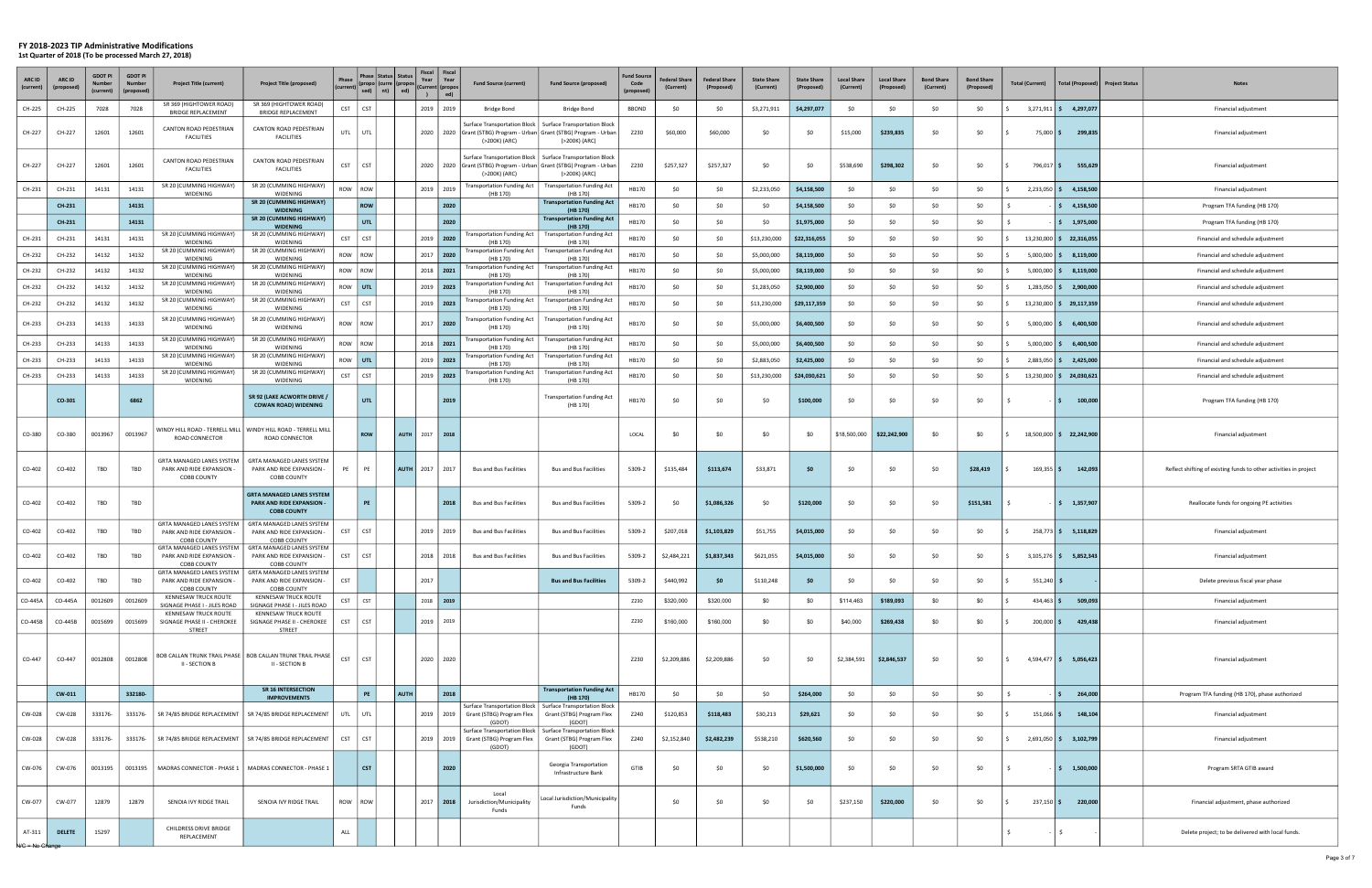# FY 2018-2023 TIP Administrative Modifications

**1st Quarter of 2018 (To be processed March 27, 2018)**

| ARC ID (current) | ARC ID (proposed) | GDOT PI Number (current) | GDOT PI Number (proposed) | Project Title (current) | Project Title (proposed) | Phase (current) | Phase (proposed) | Status (current) | Status (proposed) | Fiscal Year (Current) | Fiscal Year (proposed) | Fund Source (current) | Fund Source (proposed) | Fund Source Code (proposed) | Federal Share (Current) | Federal Share (Proposed) | State Share (Current) | State Share (Proposed) | Local Share (Current) | Local Share (Proposed) | Bond Share (Current) | Bond Share (Proposed) | Total (Current) | Total (Proposed) | Project Status | Notes |
|---|---|---|---|---|---|---|---|---|---|---|---|---|---|---|---|---|---|---|---|---|---|---|---|---|---|---|
| CH-225 | CH-225 | 7028 | 7028 | SR 369 (HIGHTOWER ROAD) BRIDGE REPLACEMENT | SR 369 (HIGHTOWER ROAD) BRIDGE REPLACEMENT | CST | CST | | | 2019 | 2019 | Bridge Bond | Bridge Bond | BBOND | $0 | $0 | $3,271,911 | $4,297,077 | $0 | $0 | $0 | $0 | $ 3,271,911 | $ 4,297,077 | | Financial adjustment |
| CH-227 | CH-227 | 12601 | 12601 | CANTON ROAD PEDESTRIAN FACILITIES | CANTON ROAD PEDESTRIAN FACILITIES | UTL | UTL | | | 2020 | 2020 | Surface Transportation Block Grant (STBG) Program - Urban (>200K) (ARC) | Surface Transportation Block Grant (STBG) Program - Urban (>200K) (ARC) | Z230 | $60,000 | $60,000 | $0 | $0 | $15,000 | $239,835 | $0 | $0 | $ 75,000 | $ 299,835 | | Financial adjustment |
| CH-227 | CH-227 | 12601 | 12601 | CANTON ROAD PEDESTRIAN FACILITIES | CANTON ROAD PEDESTRIAN FACILITIES | CST | CST | | | 2020 | 2020 | Surface Transportation Block Grant (STBG) Program - Urban (>200K) (ARC) | Surface Transportation Block Grant (STBG) Program - Urban (>200K) (ARC) | Z230 | $257,327 | $257,327 | $0 | $0 | $538,690 | $298,302 | $0 | $0 | $ 796,017 | $ 555,629 | | Financial adjustment |
| CH-231 | CH-231 | 14131 | 14131 | SR 20 (CUMMING HIGHWAY) WIDENING | SR 20 (CUMMING HIGHWAY) WIDENING | ROW | ROW | | | 2019 | 2019 | Transportation Funding Act (HB 170) | Transportation Funding Act (HB 170) | HB170 | $0 | $0 | $2,233,050 | $4,158,500 | $0 | $0 | $0 | $0 | $ 2,233,050 | $ 4,158,500 | | Financial adjustment |
| | **CH-231** | | **14131** | | **SR 20 (CUMMING HIGHWAY) WIDENING** | | **ROW** | | | | **2020** | | **Transportation Funding Act (HB 170)** | HB170 | $0 | $0 | $0 | $4,158,500 | $0 | $0 | $0 | $0 | $ - | $ 4,158,500 | | Program TFA funding (HB 170) |
| | **CH-231** | | **14131** | | **SR 20 (CUMMING HIGHWAY) WIDENING** | | **UTL** | | | | **2020** | | **Transportation Funding Act (HB 170)** | HB170 | $0 | $0 | $0 | $1,975,000 | $0 | $0 | $0 | $0 | $ - | $ 1,975,000 | | Program TFA funding (HB 170) |
| CH-231 | CH-231 | 14131 | 14131 | SR 20 (CUMMING HIGHWAY) WIDENING | SR 20 (CUMMING HIGHWAY) WIDENING | CST | CST | | | 2019 | **2020** | Transportation Funding Act (HB 170) | Transportation Funding Act (HB 170) | HB170 | $0 | $0 | $13,230,000 | $22,316,055 | $0 | $0 | $0 | $0 | $ 13,230,000 | $ 22,316,055 | | Financial and schedule adjustment |
| CH-232 | CH-232 | 14132 | 14132 | SR 20 (CUMMING HIGHWAY) WIDENING | SR 20 (CUMMING HIGHWAY) WIDENING | ROW | ROW | | | 2017 | **2020** | Transportation Funding Act (HB 170) | Transportation Funding Act (HB 170) | HB170 | $0 | $0 | $5,000,000 | $8,119,000 | $0 | $0 | $0 | $0 | $ 5,000,000 | $ 8,119,000 | | Financial and schedule adjustment |
| CH-232 | CH-232 | 14132 | 14132 | SR 20 (CUMMING HIGHWAY) WIDENING | SR 20 (CUMMING HIGHWAY) WIDENING | ROW | ROW | | | 2018 | **2021** | Transportation Funding Act (HB 170) | Transportation Funding Act (HB 170) | HB170 | $0 | $0 | $5,000,000 | $8,119,000 | $0 | $0 | $0 | $0 | $ 5,000,000 | $ 8,119,000 | | Financial and schedule adjustment |
| CH-232 | CH-232 | 14132 | 14132 | SR 20 (CUMMING HIGHWAY) WIDENING | SR 20 (CUMMING HIGHWAY) WIDENING | ROW | **UTL** | | | 2019 | **2023** | Transportation Funding Act (HB 170) | Transportation Funding Act (HB 170) | HB170 | $0 | $0 | $1,283,050 | $2,900,000 | $0 | $0 | $0 | $0 | $ 1,283,050 | $ 2,900,000 | | Financial and schedule adjustment |
| CH-232 | CH-232 | 14132 | 14132 | SR 20 (CUMMING HIGHWAY) WIDENING | SR 20 (CUMMING HIGHWAY) WIDENING | CST | CST | | | 2019 | **2023** | Transportation Funding Act (HB 170) | Transportation Funding Act (HB 170) | HB170 | $0 | $0 | $13,230,000 | $29,117,359 | $0 | $0 | $0 | $0 | $ 13,230,000 | $ 29,117,359 | | Financial and schedule adjustment |
| CH-233 | CH-233 | 14133 | 14133 | SR 20 (CUMMING HIGHWAY) WIDENING | SR 20 (CUMMING HIGHWAY) WIDENING | ROW | ROW | | | 2017 | **2020** | Transportation Funding Act (HB 170) | Transportation Funding Act (HB 170) | HB170 | $0 | $0 | $5,000,000 | $6,400,500 | $0 | $0 | $0 | $0 | $ 5,000,000 | $ 6,400,500 | | Financial and schedule adjustment |
| CH-233 | CH-233 | 14133 | 14133 | SR 20 (CUMMING HIGHWAY) WIDENING | SR 20 (CUMMING HIGHWAY) WIDENING | ROW | ROW | | | 2018 | **2021** | Transportation Funding Act (HB 170) | Transportation Funding Act (HB 170) | HB170 | $0 | $0 | $5,000,000 | $6,400,500 | $0 | $0 | $0 | $0 | $ 5,000,000 | $ 6,400,500 | | Financial and schedule adjustment |
| CH-233 | CH-233 | 14133 | 14133 | SR 20 (CUMMING HIGHWAY) WIDENING | SR 20 (CUMMING HIGHWAY) WIDENING | ROW | **UTL** | | | 2019 | **2023** | Transportation Funding Act (HB 170) | Transportation Funding Act (HB 170) | HB170 | $0 | $0 | $2,883,050 | $2,425,000 | $0 | $0 | $0 | $0 | $ 2,883,050 | $ 2,425,000 | | Financial and schedule adjustment |
| CH-233 | CH-233 | 14133 | 14133 | SR 20 (CUMMING HIGHWAY) WIDENING | SR 20 (CUMMING HIGHWAY) WIDENING | CST | CST | | | 2019 | **2023** | Transportation Funding Act (HB 170) | Transportation Funding Act (HB 170) | HB170 | $0 | $0 | $13,230,000 | $24,030,621 | $0 | $0 | $0 | $0 | $ 13,230,000 | $ 24,030,621 | | Financial and schedule adjustment |
| | **CO-301** | | **6862** | | **SR 92 (LAKE ACWORTH DRIVE / COWAN ROAD) WIDENING** | | **UTL** | | | | **2019** | | Transportation Funding Act (HB 170) | HB170 | $0 | $0 | $0 | $100,000 | $0 | $0 | $0 | $0 | $ - | $ 100,000 | | Program TFA funding (HB 170) |
| CO-380 | CO-380 | 0013967 | 0013967 | WINDY HILL ROAD - TERRELL MILL ROAD CONNECTOR | WINDY HILL ROAD - TERRELL MILL ROAD CONNECTOR | | **ROW** | | AUTH | 2017 | **2018** | | | LOCAL | $0 | $0 | $0 | $0 | $18,500,000 | $22,242,900 | $0 | $0 | $ 18,500,000 | $ 22,242,900 | | Financial adjustment |
| CO-402 | CO-402 | TBD | TBD | GRTA MANAGED LANES SYSTEM PARK AND RIDE EXPANSION - COBB COUNTY | GRTA MANAGED LANES SYSTEM PARK AND RIDE EXPANSION - COBB COUNTY | PE | PE | | AUTH | 2017 | 2017 | Bus and Bus Facilities | Bus and Bus Facilities | 5309-2 | $135,484 | $113,674 | $33,871 | $0 | $0 | $0 | $0 | $28,419 | $ 169,355 | $ 142,093 | | Reflect shifting of existing funds to other activities in project |
| CO-402 | CO-402 | TBD | TBD | | **GRTA MANAGED LANES SYSTEM PARK AND RIDE EXPANSION - COBB COUNTY** | | **PE** | | | | **2018** | Bus and Bus Facilities | Bus and Bus Facilities | 5309-2 | $0 | $1,086,326 | $0 | $120,000 | $0 | $0 | $0 | $151,581 | $ - | $ 1,357,907 | | Reallocate funds for ongoing PE activities |
| CO-402 | CO-402 | TBD | TBD | GRTA MANAGED LANES SYSTEM PARK AND RIDE EXPANSION - COBB COUNTY | GRTA MANAGED LANES SYSTEM PARK AND RIDE EXPANSION - COBB COUNTY | CST | CST | | | 2019 | 2019 | Bus and Bus Facilities | Bus and Bus Facilities | 5309-2 | $207,018 | $1,103,829 | $51,755 | $4,015,000 | $0 | $0 | $0 | $0 | $ 258,773 | $ 5,118,829 | | Financial adjustment |
| CO-402 | CO-402 | TBD | TBD | GRTA MANAGED LANES SYSTEM PARK AND RIDE EXPANSION - COBB COUNTY | GRTA MANAGED LANES SYSTEM PARK AND RIDE EXPANSION - COBB COUNTY | CST | CST | | | 2018 | 2018 | Bus and Bus Facilities | Bus and Bus Facilities | 5309-2 | $2,484,221 | $1,837,343 | $621,055 | $4,015,000 | $0 | $0 | $0 | $0 | $ 3,105,276 | $ 5,852,343 | | Financial adjustment |
| CO-402 | CO-402 | TBD | TBD | GRTA MANAGED LANES SYSTEM PARK AND RIDE EXPANSION - COBB COUNTY | GRTA MANAGED LANES SYSTEM PARK AND RIDE EXPANSION - COBB COUNTY | CST | | | | 2017 | | Bus and Bus Facilities | **Bus and Bus Facilities** | 5309-2 | $440,992 | $0 | $110,248 | $0 | $0 | $0 | $0 | $0 | $ 551,240 | $ - | | Delete previous fiscal year phase |
| CO-445A | CO-445A | 0012609 | 0012609 | KENNESAW TRUCK ROUTE SIGNAGE PHASE I - JILES ROAD | KENNESAW TRUCK ROUTE SIGNAGE PHASE I - JILES ROAD | CST | CST | | | 2018 | **2019** | | | Z230 | $320,000 | $320,000 | $0 | $0 | $114,463 | $189,093 | $0 | $0 | $ 434,463 | $ 509,093 | | Financial adjustment |
| CO-445B | CO-445B | 0015699 | 0015699 | KENNESAW TRUCK ROUTE SIGNAGE PHASE II - CHEROKEE STREET | KENNESAW TRUCK ROUTE SIGNAGE PHASE II - CHEROKEE STREET | CST | CST | | | 2019 | 2019 | | | Z230 | $160,000 | $160,000 | $0 | $0 | $40,000 | $269,438 | $0 | $0 | $ 200,000 | $ 429,438 | | Financial adjustment |
| CO-447 | CO-447 | 0012808 | 0012808 | BOB CALLAN TRUNK TRAIL PHASE II - SECTION B | BOB CALLAN TRUNK TRAIL PHASE II - SECTION B | CST | CST | | | 2020 | 2020 | | | Z230 | $2,209,886 | $2,209,886 | $0 | $0 | $2,384,591 | $2,846,537 | $0 | $0 | $ 4,594,477 | $ 5,056,423 | | Financial adjustment |
| | **CW-011** | | **332180-** | | **SR 16 INTERSECTION IMPROVEMENTS** | | **PE** | | **AUTH** | | **2018** | | **Transportation Funding Act (HB 170)** | HB170 | $0 | $0 | $0 | $264,000 | $0 | $0 | $0 | $0 | $ - | $ 264,000 | | Program TFA funding (HB 170), phase authorized |
| CW-028 | CW-028 | 333176- | 333176- | SR 74/85 BRIDGE REPLACEMENT | SR 74/85 BRIDGE REPLACEMENT | UTL | UTL | | | 2019 | 2019 | Surface Transportation Block Grant (STBG) Program Flex (GDOT) | Surface Transportation Block Grant (STBG) Program Flex (GDOT) | Z240 | $120,853 | $118,483 | $30,213 | $29,621 | $0 | $0 | $0 | $0 | $ 151,066 | $ 148,104 | | Financial adjustment |
| CW-028 | CW-028 | 333176- | 333176- | SR 74/85 BRIDGE REPLACEMENT | SR 74/85 BRIDGE REPLACEMENT | CST | CST | | | 2019 | 2019 | Surface Transportation Block Grant (STBG) Program Flex (GDOT) | Surface Transportation Block Grant (STBG) Program Flex (GDOT) | Z240 | $2,152,840 | $2,482,239 | $538,210 | $620,560 | $0 | $0 | $0 | $0 | $ 2,691,050 | $ 3,102,799 | | Financial adjustment |
| CW-076 | CW-076 | 0013195 | 0013195 | MADRAS CONNECTOR - PHASE 1 | MADRAS CONNECTOR - PHASE 1 | | **CST** | | | | **2020** | | Georgia Transportation Infrastructure Bank | GTIB | $0 | $0 | $0 | $1,500,000 | $0 | $0 | $0 | $0 | $ - | $ 1,500,000 | | Program SRTA GTIB award |
| CW-077 | CW-077 | 12879 | 12879 | SENOIA IVY RIDGE TRAIL | SENOIA IVY RIDGE TRAIL | ROW | ROW | | | 2017 | **2018** | Local Jurisdiction/Municipality Funds | Local Jurisdiction/Municipality Funds | | $0 | $0 | $0 | $0 | $237,150 | $220,000 | $0 | $0 | $ 237,150 | $ 220,000 | | Financial adjustment, phase authorized |
| AT-311 | **DELETE** | 15297 | | CHILDRESS DRIVE BRIDGE REPLACEMENT | | ALL | | | | | | | | | | | | | | | | | $ - | $ - | | Delete project; to be delivered with local funds. |

N/C = No Change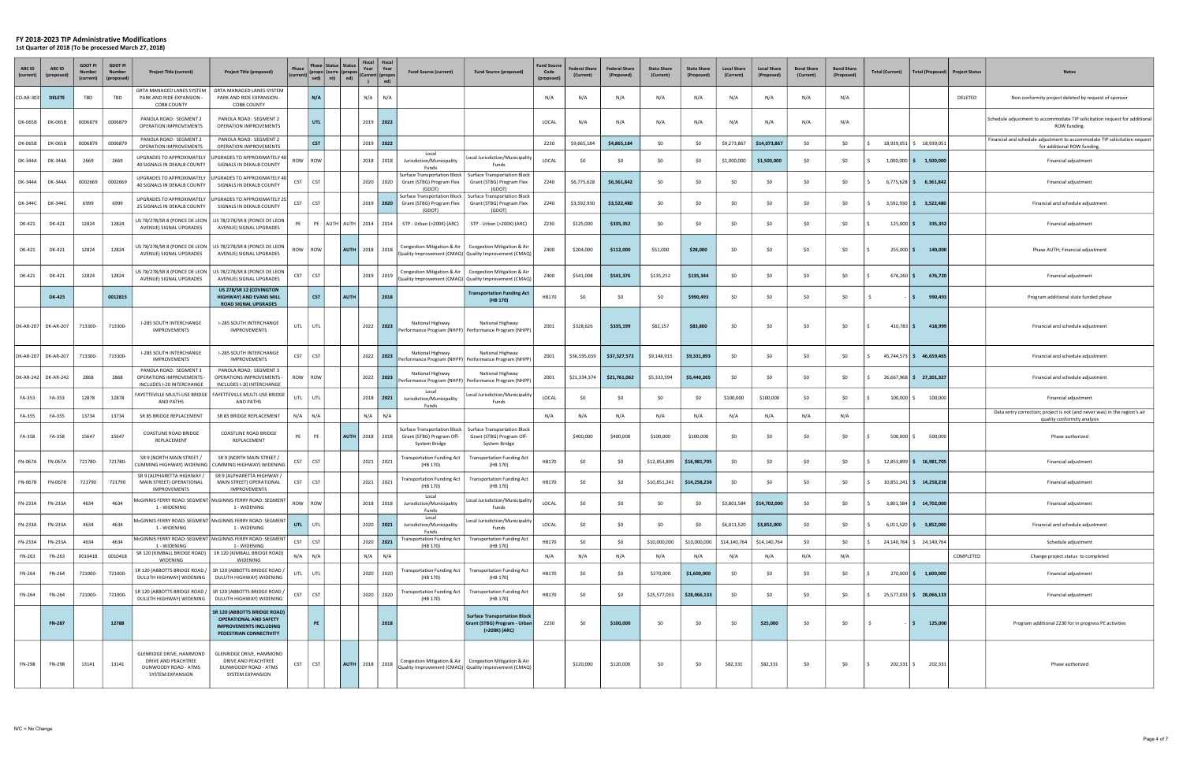# FY 2018-2023 TIP Administrative Modifications

**1st Quarter of 2018 (To be processed March 27, 2018)**

| ARC ID (current) | ARC ID (proposed) | GDOT PI Number (current) | GDOT PI Number (proposed) | Project Title (current) | Project Title (proposed) | Phase (current) | Phase (proposed) | Status (current) | Status (proposed) | Fiscal Year (Current) | Fiscal Year (proposed) | Fund Source (current) | Fund Source (proposed) | Fund Source Code (proposed) | Federal Share (Current) | Federal Share (Proposed) | State Share (Current) | State Share (Proposed) | Local Share (Current) | Local Share (Proposed) | Bond Share (Current) | Bond Share (Proposed) | Total (Current) | Total (Proposed) | Project Status | Notes |
|---|---|---|---|---|---|---|---|---|---|---|---|---|---|---|---|---|---|---|---|---|---|---|---|---|---|---|
| CO-AR-303 | DELETE | TBD | TBD | GRTA MANAGED LANES SYSTEM PARK AND RIDE EXPANSION - COBB COUNTY | GRTA MANAGED LANES SYSTEM PARK AND RIDE EXPANSION - COBB COUNTY | | N/A | | | N/A | N/A | | | N/A | N/A | N/A | N/A | N/A | N/A | N/A | N/A | N/A | | | DELETED | Non-conformity project deleted by request of sponsor |
| DK-065B | DK-065B | 0006879 | 0006879 | PANOLA ROAD: SEGMENT 2 OPERATION IMPROVEMENTS | PANOLA ROAD: SEGMENT 2 OPERATION IMPROVEMENTS | | UTL | | | 2019 | 2022 | | | LOCAL | N/A | N/A | N/A | N/A | N/A | N/A | N/A | N/A | | | | Schedule adjustment to accommodate TIP solicitation request for additional ROW funding. |
| DK-065B | DK-065B | 0006879 | 0006879 | PANOLA ROAD: SEGMENT 2 OPERATION IMPROVEMENTS | PANOLA ROAD: SEGMENT 2 OPERATION IMPROVEMENTS | | CST | | | 2019 | 2022 | | | Z230 | $9,665,184 | $4,865,184 | $0 | $0 | $9,273,867 | $14,073,867 | $0 | $0 | $ 18,939,051 | $ 18,939,051 | | Financial and schedule adjustment to accommodate TIP solicitation request for additional ROW funding. |
| DK-344A | DK-344A | 2669 | 2669 | UPGRADES TO APPROXIMATELY 40 SIGNALS IN DEKALB COUNTY | UPGRADES TO APPROXIMATELY 40 SIGNALS IN DEKALB COUNTY | ROW | ROW | | | 2018 | 2018 | Local Jurisdiction/Municipality Funds | Local Jurisdiction/Municipality Funds | LOCAL | $0 | $0 | $0 | $0 | $1,000,000 | $1,500,000 | $0 | $0 | $ 1,000,000 | $ 1,500,000 | | Financial adjustment |
| DK-344A | DK-344A | 0002669 | 0002669 | UPGRADES TO APPROXIMATELY 40 SIGNALS IN DEKALB COUNTY | UPGRADES TO APPROXIMATELY 40 SIGNALS IN DEKALB COUNTY | CST | CST | | | 2020 | 2020 | Surface Transportation Block Grant (STBG) Program Flex (GDOT) | Surface Transportation Block Grant (STBG) Program Flex (GDOT) | Z240 | $6,775,628 | $6,361,842 | $0 | $0 | $0 | $0 | $0 | $0 | $ 6,775,628 | $ 6,361,842 | | Financial adjustment |
| DK-344C | DK-344C | 6999 | 6999 | UPGRADES TO APPROXIMATELY 25 SIGNALS IN DEKALB COUNTY | UPGRADES TO APPROXIMATELY 25 SIGNALS IN DEKALB COUNTY | CST | CST | | | 2019 | 2020 | Surface Transportation Block Grant (STBG) Program Flex (GDOT) | Surface Transportation Block Grant (STBG) Program Flex (GDOT) | Z240 | $3,592,930 | $3,522,480 | $0 | $0 | $0 | $0 | $0 | $0 | $ 3,592,930 | $ 3,522,480 | | Financial and schedule adjustment |
| DK-421 | DK-421 | 12824 | 12824 | US 78/278/SR 8 (PONCE DE LEON AVENUE) SIGNAL UPGRADES | US 78/278/SR 8 (PONCE DE LEON AVENUE) SIGNAL UPGRADES | PE | PE | AUTH | AUTH | 2014 | 2014 | STP - Urban (>200K) (ARC) | STP - Urban (>200K) (ARC) | Z230 | $125,000 | $335,352 | $0 | $0 | $0 | $0 | $0 | $0 | $ 125,000 | $ 335,352 | | Financial adjustment |
| DK-421 | DK-421 | 12824 | 12824 | US 78/278/SR 8 (PONCE DE LEON AVENUE) SIGNAL UPGRADES | US 78/278/SR 8 (PONCE DE LEON AVENUE) SIGNAL UPGRADES | ROW | ROW | | AUTH | 2018 | 2018 | Congestion Mitigation & Air Quality Improvement (CMAQ) | Congestion Mitigation & Air Quality Improvement (CMAQ) | Z400 | $204,000 | $112,000 | $51,000 | $28,000 | $0 | $0 | $0 | $0 | $ 255,000 | $ 140,000 | | Phase AUTH; Financial adjustment |
| DK-421 | DK-421 | 12824 | 12824 | US 78/278/SR 8 (PONCE DE LEON AVENUE) SIGNAL UPGRADES | US 78/278/SR 8 (PONCE DE LEON AVENUE) SIGNAL UPGRADES | CST | CST | | | 2019 | 2019 | Congestion Mitigation & Air Quality Improvement (CMAQ) | Congestion Mitigation & Air Quality Improvement (CMAQ) | Z400 | $541,008 | $541,376 | $135,252 | $135,344 | $0 | $0 | $0 | $0 | $ 676,260 | $ 676,720 | | Financial adjustment |
| | **DK-425** | | **0012815** | | **US 278/SR 12 (COVINGTON HIGHWAY) AND EVANS MILL ROAD SIGNAL UPGRADES** | | **CST** | | **AUTH** | | **2018** | | **Transportation Funding Act (HB 170)** | HB170 | $0 | $0 | $0 | $990,493 | $0 | $0 | $0 | $0 | $ - | $ 990,493 | | Program additional state funded phase |
| DK-AR-207 | DK-AR-207 | 713300- | 713300- | I-285 SOUTH INTERCHANGE IMPROVEMENTS | I-285 SOUTH INTERCHANGE IMPROVEMENTS | UTL | UTL | | | 2022 | 2023 | National Highway Performance Program (NHPP) | National Highway Performance Program (NHPP) | Z001 | $328,626 | $335,199 | $82,157 | $83,800 | $0 | $0 | $0 | $0 | $ 410,783 | $ 418,999 | | Financial and schedule adjustment |
| DK-AR-207 | DK-AR-207 | 713300- | 713300- | I-285 SOUTH INTERCHANGE IMPROVEMENTS | I-285 SOUTH INTERCHANGE IMPROVEMENTS | CST | CST | | | 2022 | 2023 | National Highway Performance Program (NHPP) | National Highway Performance Program (NHPP) | Z001 | $36,595,659 | $37,327,572 | $9,148,915 | $9,331,893 | $0 | $0 | $0 | $0 | $ 45,744,573 | $ 46,659,465 | | Financial and schedule adjustment |
| DK-AR-242 | DK-AR-242 | 2868 | 2868 | PANOLA ROAD: SEGMENT 3 OPERATIONS IMPROVEMENTS - INCLUDES I-20 INTERCHANGE | PANOLA ROAD: SEGMENT 3 OPERATIONS IMPROVEMENTS - INCLUDES I-20 INTERCHANGE | ROW | ROW | | | 2022 | 2023 | National Highway Performance Program (NHPP) | National Highway Performance Program (NHPP) | Z001 | $21,334,374 | $21,761,062 | $5,333,594 | $5,440,265 | $0 | $0 | $0 | $0 | $ 26,667,968 | $ 27,201,327 | | Financial and schedule adjustment |
| FA-353 | FA-353 | 12878 | 12878 | FAYETTEVILLE MULTI-USE BRIDGE AND PATHS | FAYETTEVILLE MULTI-USE BRIDGE AND PATHS | UTL | UTL | | | 2018 | 2021 | Local Jurisdiction/Municipality Funds | Local Jurisdiction/Municipality Funds | LOCAL | $0 | $0 | $0 | $0 | $100,000 | $100,000 | $0 | $0 | $ 100,000 | $ 100,000 | | Financial adjustment |
| FA-355 | FA-355 | 13734 | 13734 | SR 85 BRIDGE REPLACEMENT | SR 85 BRIDGE REPLACEMENT | N/A | N/A | | | N/A | N/A | | | N/A | N/A | N/A | N/A | N/A | N/A | N/A | N/A | N/A | | | | Data entry correction; project is not (and never was) in the region's air quality conformity analysis |
| FA-358 | FA-358 | 15647 | 15647 | COASTLINE ROAD BRIDGE REPLACEMENT | COASTLINE ROAD BRIDGE REPLACEMENT | PE | PE | | AUTH | 2018 | 2018 | Surface Transportation Block Grant (STBG) Program Off-System Bridge | Surface Transportation Block Grant (STBG) Program Off-System Bridge | | $400,000 | $400,000 | $100,000 | $100,000 | $0 | $0 | $0 | $0 | $ 500,000 | $ 500,000 | | Phase authorized |
| FN-067A | FN-067A | 721780- | 721780- | SR 9 (NORTH MAIN STREET / CUMMING HIGHWAY) WIDENING | SR 9 (NORTH MAIN STREET / CUMMING HIGHWAY) WIDENING | CST | CST | | | 2021 | 2021 | Transportation Funding Act (HB 170) | Transportation Funding Act (HB 170) | HB170 | $0 | $0 | $12,853,899 | $16,981,705 | $0 | $0 | $0 | $0 | $ 12,853,899 | $ 16,981,705 | | Financial adjustment |
| FN-067B | FN-067B | 721790 | 721790 | SR 9 (ALPHARETTA HIGHWAY / MAIN STREET) OPERATIONAL IMPROVEMENTS | SR 9 (ALPHARETTA HIGHWAY / MAIN STREET) OPERATIONAL IMPROVEMENTS | CST | CST | | | 2021 | 2021 | Transportation Funding Act (HB 170) | Transportation Funding Act (HB 170) | HB170 | $0 | $0 | $10,851,241 | $14,258,238 | $0 | $0 | $0 | $0 | $ 10,851,241 | $ 14,258,238 | | Financial adjustment |
| FN-233A | FN-233A | 4634 | 4634 | McGINNIS FERRY ROAD: SEGMENT 1 - WIDENING | McGINNIS FERRY ROAD: SEGMENT 1 - WIDENING | ROW | ROW | | | 2018 | 2018 | Local Jurisdiction/Municipality Funds | Local Jurisdiction/Municipality Funds | LOCAL | $0 | $0 | $0 | $0 | $3,801,584 | $14,702,000 | $0 | $0 | $ 3,801,584 | $ 14,702,000 | | Financial adjustment |
| FN-233A | FN-233A | 4634 | 4634 | McGINNIS FERRY ROAD: SEGMENT 1 - WIDENING | McGINNIS FERRY ROAD: SEGMENT 1 - WIDENING | UTL | UTL | | | 2020 | 2021 | Local Jurisdiction/Municipality Funds | Local Jurisdiction/Municipality Funds | LOCAL | $0 | $0 | $0 | $0 | $6,011,520 | $3,852,000 | $0 | $0 | $ 6,011,520 | $ 3,852,000 | | Financial and schedule adjustment |
| FN-233A | FN-233A | 4634 | 4634 | McGINNIS FERRY ROAD: SEGMENT 1 - WIDENING | McGINNIS FERRY ROAD: SEGMENT 1 - WIDENING | CST | CST | | | 2020 | 2021 | Transportation Funding Act (HB 170) | Transportation Funding Act (HB 170) | HB170 | $0 | $0 | $10,000,000 | $10,000,000 | $14,140,764 | $14,140,764 | $0 | $0 | $ 24,140,764 | $ 24,140,764 | | Schedule adjustment |
| FN-263 | FN-263 | 0010418 | 0010418 | SR 120 (KIMBALL BRIDGE ROAD) WIDENING | SR 120 (KIMBALL BRIDGE ROAD) WIDENING | N/A | N/A | | | N/A | N/A | | | N/A | N/A | N/A | N/A | N/A | N/A | N/A | N/A | N/A | | | COMPLETED | Change project status to completed |
| FN-264 | FN-264 | 721000- | 721000- | SR 120 (ABBOTTS BRIDGE ROAD / DULUTH HIGHWAY) WIDENING | SR 120 (ABBOTTS BRIDGE ROAD / DULUTH HIGHWAY) WIDENING | UTL | UTL | | | 2020 | 2020 | Transportation Funding Act (HB 170) | Transportation Funding Act (HB 170) | HB170 | $0 | $0 | $270,000 | $1,600,000 | $0 | $0 | $0 | $0 | $ 270,000 | $ 1,600,000 | | Financial adjustment |
| FN-264 | FN-264 | 721000- | 721000- | SR 120 (ABBOTTS BRIDGE ROAD / DULUTH HIGHWAY) WIDENING | SR 120 (ABBOTTS BRIDGE ROAD / DULUTH HIGHWAY) WIDENING | CST | CST | | | 2020 | 2020 | Transportation Funding Act (HB 170) | Transportation Funding Act (HB 170) | HB170 | $0 | $0 | $25,577,033 | $28,066,133 | $0 | $0 | $0 | $0 | $ 25,577,033 | $ 28,066,133 | | Financial adjustment |
| | **FN-287** | | **12788** | | **SR 120 (ABBOTTS BRIDGE ROAD) OPERATIONAL AND SAFETY IMPROVEMENTS INCLUDING PEDESTRIAN CONNECTIVITY** | | **PE** | | | | **2018** | | **Surface Transportation Block Grant (STBG) Program - Urban (>200K) (ARC)** | Z230 | $0 | $100,000 | $0 | $0 | $0 | $25,000 | $0 | $0 | $ - | $ 125,000 | | Program additional Z230 for in progress PE activities |
| FN-298 | FN-298 | 13141 | 13141 | GLENRIDGE DRIVE, HAMMOND DRIVE AND PEACHTREE DUNWOODY ROAD - ATMS SYSTEM EXPANSION | GLENRIDGE DRIVE, HAMMOND DRIVE AND PEACHTREE DUNWOODY ROAD - ATMS SYSTEM EXPANSION | CST | CST | | AUTH | 2018 | 2018 | Congestion Mitigation & Air Quality Improvement (CMAQ) | Congestion Mitigation & Air Quality Improvement (CMAQ) | | $120,000 | $120,000 | $0 | $0 | $82,331 | $82,331 | $0 | $0 | $ 202,331 | $ 202,331 | | Phase authorized |

N/C = No Change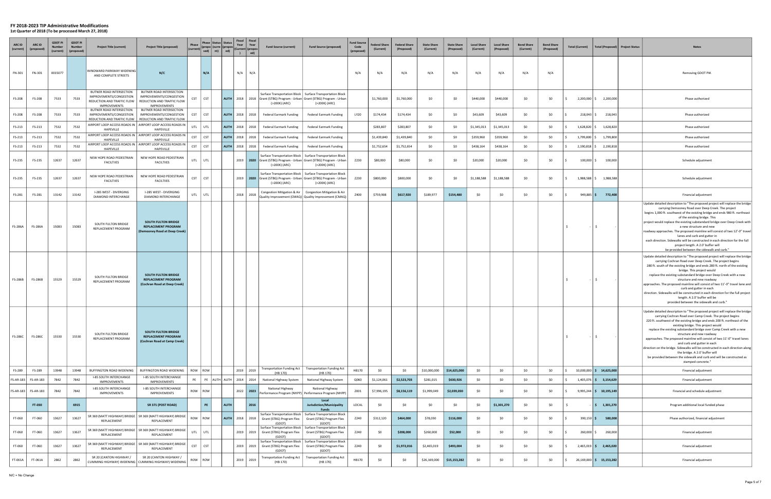# FY 2018-2023 TIP Administrative Modifications

**1st Quarter of 2018 (To be processed March 27, 2018)**

| ARC ID (current) | ARC ID (proposed) | GDOT PI Number (current) | GDOT PI Number (proposed) | Project Title (current) | Project Title (proposed) | Phase (current) | Phase (proposed) | Status (current) | Status (proposed) | Fiscal Year (Current) | Fiscal Year (proposed) | Fund Source (current) | Fund Source (proposed) | Fund Source Code (proposed) | Federal Share (Current) | Federal Share (Proposed) | State Share (Current) | State Share (Proposed) | Local Share (Current) | Local Share (Proposed) | Bond Share (Current) | Bond Share (Proposed) | Total (Current) | Total (Proposed) | Project Status | Notes |
|---|---|---|---|---|---|---|---|---|---|---|---|---|---|---|---|---|---|---|---|---|---|---|---|---|---|---|
| FN-301 | FN-301 | 0015077 | | WINDWARD PARKWAY WIDENING AND COMPLETE STREETS | N/C | | N/A | | | N/A | N/A | | | N/A | N/A | N/A | N/A | N/A | N/A | N/A | N/A | N/A | | | | Removing GDOT PI#. |
| FS-208 | FS-208 | 7533 | 7533 | BUTNER ROAD INTERSECTION IMPROVEMENTS/CONGESTION REDUCTION AND TRAFFIC FLOW IMPROVEMENTS | BUTNER ROAD INTERSECTION IMPROVEMENTS/CONGESTION REDUCTION AND TRAFFIC FLOW IMPROVEMENTS | CST | CST | | AUTH | 2018 | 2018 | Surface Transportation Block Grant (STBG) Program - Urban (>200K) (ARC) | Surface Transportation Block Grant (STBG) Program - Urban (>200K) (ARC) | | $1,760,000 | $1,760,000 | $0 | $0 | $440,000 | $440,000 | $0 | $0 | $ 2,200,000 | $ 2,200,000 | | Phase authorized |
| FS-208 | FS-208 | 7533 | 7533 | BUTNER ROAD INTERSECTION IMPROVEMENTS/CONGESTION REDUCTION AND TRAFFIC FLOW | BUTNER ROAD INTERSECTION IMPROVEMENTS/CONGESTION REDUCTION AND TRAFFIC FLOW | CST | CST | | AUTH | 2018 | 2018 | Federal Earmark Funding | Federal Earmark Funding | LY20 | $174,434 | $174,434 | $0 | $0 | $43,609 | $43,609 | $0 | $0 | $ 218,043 | $ 218,043 | | Phase authorized |
| FS-213 | FS-213 | 7532 | 7532 | AIRPORT LOOP ACCESS ROADS IN HAPEVILLE | AIRPORT LOOP ACCESS ROADS IN HAPEVILLE | UTL | UTL | | AUTH | 2018 | 2018 | Federal Earmark Funding | Federal Earmark Funding | | $283,807 | $283,807 | $0 | $0 | $1,345,013 | $1,345,013 | $0 | $0 | $ 1,628,820 | $ 1,628,820 | | Phase authorized |
| FS-213 | FS-213 | 7532 | 7532 | AIRPORT LOOP ACCESS ROADS IN HAPEVILLE | AIRPORT LOOP ACCESS ROADS IN HAPEVILLE | CST | CST | | AUTH | 2018 | 2018 | Federal Earmark Funding | Federal Earmark Funding | | $1,439,840 | $1,439,840 | $0 | $0 | $359,960 | $359,960 | $0 | $0 | $ 1,799,800 | $ 1,799,800 | | Phase authorized |
| FS-213 | FS-213 | 7532 | 7532 | AIRPORT LOOP ACCESS ROADS IN HAPEVILLE | AIRPORT LOOP ACCESS ROADS IN HAPEVILLE | CST | CST | | AUTH | 2018 | 2018 | Federal Earmark Funding | Federal Earmark Funding | | $1,752,654 | $1,752,654 | $0 | $0 | $438,164 | $438,164 | $0 | $0 | $ 2,190,818 | $ 2,190,818 | | Phase authorized |
| FS-235 | FS-235 | 12637 | 12637 | NEW HOPE ROAD PEDESTRIAN FACILTIES | NEW HOPE ROAD PEDESTRIAN FACILTIES | UTL | UTL | | | 2019 | **2020** | Surface Transportation Block Grant (STBG) Program - Urban (>200K) (ARC) | Surface Transportation Block Grant (STBG) Program - Urban (>200K) (ARC) | Z230 | $80,000 | $80,000 | $0 | $0 | $20,000 | $20,000 | $0 | $0 | $ 100,000 | $ 100,000 | | Schedule adjustment |
| FS-235 | FS-235 | 12637 | 12637 | NEW HOPE ROAD PEDESTRIAN FACILTIES | NEW HOPE ROAD PEDESTRIAN FACILTIES | CST | CST | | | 2019 | **2020** | Surface Transportation Block Grant (STBG) Program - Urban (>200K) (ARC) | Surface Transportation Block Grant (STBG) Program - Urban (>200K) (ARC) | Z230 | $800,000 | $800,000 | $0 | $0 | $1,188,588 | $1,188,588 | $0 | $0 | $ 1,988,588 | $ 1,988,588 | | Schedule adjustment |
| FS-281 | FS-281 | 13142 | 13142 | I-285 WEST - DIVERGING DIAMOND INTERCHANGE | I-285 WEST - DIVERGING DIAMOND INTERCHANGE | UTL | UTL | | | 2018 | 2018 | Congestion Mitigation & Air Quality Improvement (CMAQ) | Congestion Mitigation & Air Quality Improvement (CMAQ) | Z400 | $759,908 | **$617,920** | $189,977 | **$154,480** | $0 | $0 | $0 | $0 | $ 949,885 | **$ 772,400** | | Financial adjustment |
| FS-286A | FS-286A | 15083 | 15083 | SOUTH FULTON BRIDGE REPLACEMENT PROGRAM | **SOUTH FULTON BRIDGE REPLACEMENT PROGRAM (Demooney Road at Deep Creek)** | | | | | | | | | | | | | | | | | | $ - | $ - | | Update detailed description to "The proposed project will replace the bridge carrying Demooney Road over Deep Creek. The project begins 1,000 ft. southwest of the existing bridge and ends 980 ft. northeast of the existing bridge. This project would replace the existing substandard bridge over Deep Creek with a new structure and new roadway approaches. The proposed mainline will consist of two 12'-0" travel lanes and curb and gutter in each direction. Sidewalks will be constructed in each direction for the full project length. A 2.0' buffer will be provided between the sidewalk and curb." |
| FS-286B | FS-286B | 15529 | 15529 | SOUTH FULTON BRIDGE REPLACEMENT PROGRAM | **SOUTH FULTON BRIDGE REPLACEMENT PROGRAM (Cochran Road at Deep Creek)** | | | | | | | | | | | | | | | | | | $ - | $ - | | Update detailed description to "The proposed project will replace the bridge carrying Cochran Road over Deep Creek. The project begins 280 ft. south of the existing bridge and ends 280 ft. north of the existing bridge. This project would replace the existing substandard bridge over Deep Creek with a new structure and new roadway approaches. The proposed mainline will consist of two 11'-0" travel lane and curb and gutter in each direction. Sidewalks will be constructed in each direction for the full project length. A 2.0' buffer will be provided between the sidewalk and curb." |
| FS-286C | FS-286C | 15530 | 15530 | SOUTH FULTON BRIDGE REPLACEMENT PROGRAM | **SOUTH FULTON BRIDGE REPLACEMENT PROGRAM (Cochran Road at Camp Creek)** | | | | | | | | | | | | | | | | | | $ - | $ - | | Update detailed description to "The proposed project will replace the bridge carrying Cochran Road over Camp Creek. The project begins 220 ft. southwest of the existing bridge and ends 200 ft. northeast of the existing bridge. This project would replace the existing substandard bridge over Camp Creek with a new structure and new roadway approaches. The proposed mainline will consist of two 11'-0" travel lanes and curb and gutter in each direction on the bridge. Sidewalks will be constructed in each direction along the bridge. A 2.0' buffer will be provided between the sidewalk and curb and will be constructed as stamped concrete." |
| FS-289 | FS-289 | 13948 | 13948 | BUFFINGTON ROAD WIDENING | BUFFINGTON ROAD WIDENING | ROW | ROW | | | 2019 | 2019 | Transportation Funding Act (HB 170) | Transportation Funding Act (HB 170) | HB170 | $0 | $0 | $10,000,000 | **$14,625,000** | $0 | $0 | $0 | $0 | $ 10,000,000 | **$ 14,625,000** | | Financial adjustment |
| FS-AR-183 | FS-AR-183 | 7842 | 7842 | I-85 SOUTH INTERCHANGE IMPROVEMENTS | I-85 SOUTH INTERCHANGE IMPROVEMENTS | PE | PE | AUTH | AUTH | 2014 | 2014 | National Highway System | National Highway System | Q060 | $1,124,061 | **$2,523,703** | $281,015 | **$630,926** | $0 | $0 | $0 | $0 | $ 1,405,076 | **$ 3,154,629** | | Financial adjustment |
| FS-AR-183 | FS-AR-183 | 7842 | 7842 | I-85 SOUTH INTERCHANGE IMPROVEMENTS | I-85 SOUTH INTERCHANGE IMPROVEMENTS | ROW | ROW | | | 2022 | **2023** | National Highway Performance Program (NHPP) | National Highway Performance Program (NHPP) | Z001 | $7,996,195 | **$8,156,119** | $1,999,049 | **$2,039,030** | $0 | $0 | $0 | $0 | $ 9,995,244 | **$ 10,195,149** | | Financial and schedule adjustment |
| | **FT-030** | | **6915** | | **SR 371 (POST ROAD)** | | **PE** | | **AUTH** | | **2016** | | **Local Jurisdiction/Municipality Funds** | LOCAL | $0 | $0 | $0 | $0 | $0 | **$1,301,270** | $0 | $0 | $ - | **$ 1,301,270** | | Program additional local funded phase |
| FT-060 | FT-060 | 13627 | 13627 | SR 369 (MATT HIGHWAY) BRIDGE REPLACEMENT | SR 369 (MATT HIGHWAY) BRIDGE REPLACEMENT | ROW | ROW | | AUTH | 2018 | 2018 | Surface Transportation Block Grant (STBG) Program Flex (GDOT) | Surface Transportation Block Grant (STBG) Program Flex (GDOT) | Z240 | $312,120 | **$464,000** | $78,030 | **$116,000** | $0 | $0 | $0 | $0 | $ 390,150 | **$ 580,000** | | Phase authorized, financial adjustment |
| FT-060 | FT-060 | 13627 | 13627 | SR 369 (MATT HIGHWAY) BRIDGE REPLACEMENT | SR 369 (MATT HIGHWAY) BRIDGE REPLACEMENT | UTL | UTL | | | 2019 | 2019 | Surface Transportation Block Grant (STBG) Program Flex (GDOT) | Surface Transportation Block Grant (STBG) Program Flex (GDOT) | Z240 | $0 | **$208,000** | $260,000 | **$52,000** | $0 | $0 | $0 | $0 | $ 260,000 | $ 260,000 | | Financial adjustment |
| FT-060 | FT-060 | 13627 | 13627 | SR 369 (MATT HIGHWAY) BRIDGE REPLACEMENT | SR 369 (MATT HIGHWAY) BRIDGE REPLACEMENT | CST | CST | | | 2019 | 2019 | Surface Transportation Block Grant (STBG) Program Flex (GDOT) | Surface Transportation Block Grant (STBG) Program Flex (GDOT) | Z240 | $0 | **$1,972,016** | $2,465,019 | **$493,004** | $0 | $0 | $0 | $0 | $ 2,465,019 | **$ 2,465,020** | | Financial adjustment |
| FT-061A | FT-061A | 2862 | 2862 | SR 20 (CANTON HIGHWAY / CUMMING HIGHWAY) WIDENING | SR 20 (CANTON HIGHWAY / CUMMING HIGHWAY) WIDENING | ROW | ROW | | | 2019 | 2019 | Transportation Funding Act (HB 170) | Transportation Funding Act (HB 170) | HB170 | $0 | $0 | $26,169,000 | **$15,153,282** | $0 | $0 | $0 | $0 | $ 26,169,000 | **$ 15,153,282** | | Financial adjustment |

N/C = No Change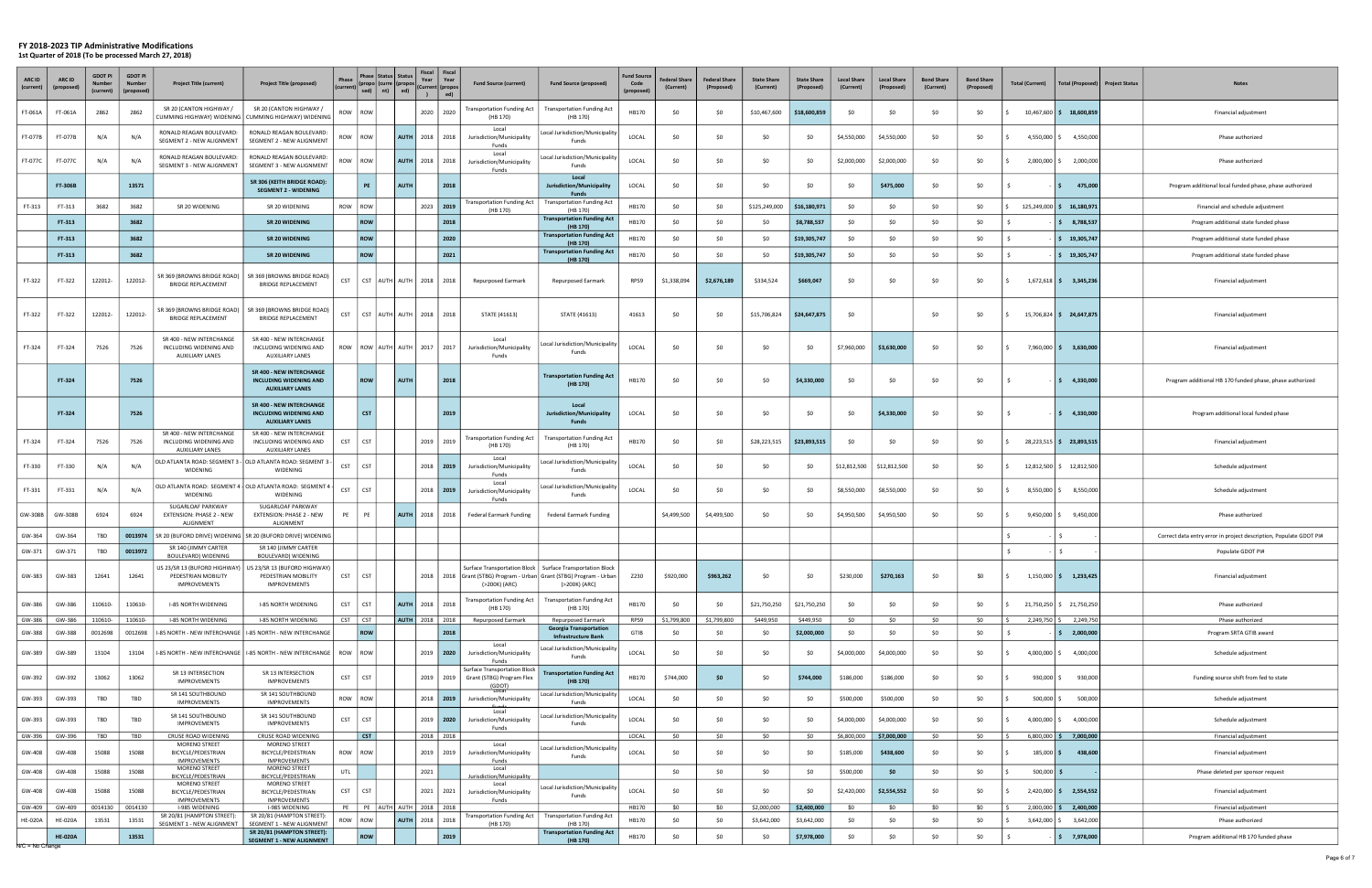# FY 2018-2023 TIP Administrative Modifications

**1st Quarter of 2018 (To be processed March 27, 2018)**

| ARC ID (current) | ARC ID (proposed) | GDOT PI Number (current) | GDOT PI Number (proposed) | Project Title (current) | Project Title (proposed) | Phase (current) | Phase (proposed) | Status (current) | Status (proposed) | Fiscal Year (current) | Fiscal Year (proposed) | Fund Source (current) | Fund Source (proposed) | Fund Source Code (proposed) | Federal Share (Current) | Federal Share (Proposed) | State Share (Current) | State Share (Proposed) | Local Share (Current) | Local Share (Proposed) | Bond Share (Current) | Bond Share (Proposed) | Total (Current) | Total (Proposed) | Project Status | Notes |
|---|---|---|---|---|---|---|---|---|---|---|---|---|---|---|---|---|---|---|---|---|---|---|---|---|---|---|
| FT-061A | FT-061A | 2862 | 2862 | SR 20 (CANTON HIGHWAY / CUMMING HIGHWAY) WIDENING | SR 20 (CANTON HIGHWAY / CUMMING HIGHWAY) WIDENING | ROW | ROW | | | 2020 | 2020 | Transportation Funding Act (HB 170) | Transportation Funding Act (HB 170) | HB170 | $0 | $0 | $10,467,600 | $18,600,859 | $0 | $0 | $0 | $0 | $ 10,467,600 | $ 18,600,859 | | Financial adjustment |
| FT-077B | FT-077B | N/A | N/A | RONALD REAGAN BOULEVARD: SEGMENT 2 - NEW ALIGNMENT | RONALD REAGAN BOULEVARD: SEGMENT 2 - NEW ALIGNMENT | ROW | ROW | | AUTH | 2018 | 2018 | Local Jurisdiction/Municipality Funds | Local Jurisdiction/Municipality Funds | LOCAL | $0 | $0 | $0 | $0 | $4,550,000 | $4,550,000 | $0 | $0 | $ 4,550,000 | $ 4,550,000 | | Phase authorized |
| FT-077C | FT-077C | N/A | N/A | RONALD REAGAN BOULEVARD: SEGMENT 3 - NEW ALIGNMENT | RONALD REAGAN BOULEVARD: SEGMENT 3 - NEW ALIGNMENT | ROW | ROW | | AUTH | 2018 | 2018 | Local Jurisdiction/Municipality Funds | Local Jurisdiction/Municipality Funds | LOCAL | $0 | $0 | $0 | $0 | $2,000,000 | $2,000,000 | $0 | $0 | $ 2,000,000 | $ 2,000,000 | | Phase authorized |
| | FT-306B | | 13571 | | SR 306 (KEITH BRIDGE ROAD): SEGMENT 2 - WIDENING | | PE | | AUTH | | 2018 | | Local Jurisdiction/Municipality Funds | LOCAL | $0 | $0 | $0 | $0 | $0 | $475,000 | $0 | $0 | $ - | $ 475,000 | | Program additional local funded phase, phase authorized |
| FT-313 | FT-313 | 3682 | 3682 | SR 20 WIDENING | SR 20 WIDENING | ROW | ROW | | | 2023 | 2019 | Transportation Funding Act (HB 170) | Transportation Funding Act (HB 170) | HB170 | $0 | $0 | $125,249,000 | $16,180,971 | $0 | $0 | $0 | $0 | $ 125,249,000 | $ 16,180,971 | | Financial and schedule adjustment |
| | FT-313 | | 3682 | | SR 20 WIDENING | | ROW | | | | 2018 | | Transportation Funding Act (HB 170) | HB170 | $0 | $0 | $0 | $8,788,537 | $0 | $0 | $0 | $0 | $ - | $ 8,788,537 | | Program additional state funded phase |
| | FT-313 | | 3682 | | SR 20 WIDENING | | ROW | | | | 2020 | | Transportation Funding Act (HB 170) | HB170 | $0 | $0 | $0 | $19,305,747 | $0 | $0 | $0 | $0 | $ - | $ 19,305,747 | | Program additional state funded phase |
| | FT-313 | | 3682 | | SR 20 WIDENING | | ROW | | | | 2021 | | Transportation Funding Act (HB 170) | HB170 | $0 | $0 | $0 | $19,305,747 | $0 | $0 | $0 | $0 | $ - | $ 19,305,747 | | Program additional state funded phase |
| FT-322 | FT-322 | 122012- | 122012- | SR 369 (BROWNS BRIDGE ROAD) BRIDGE REPLACEMENT | SR 369 (BROWNS BRIDGE ROAD) BRIDGE REPLACEMENT | CST | CST | AUTH | AUTH | 2018 | 2018 | Repurposed Earmark | Repurposed Earmark | RPS9 | $1,338,094 | $2,676,189 | $334,524 | $669,047 | $0 | $0 | $0 | $0 | $ 1,672,618 | $ 3,345,236 | | Financial adjustment |
| FT-322 | FT-322 | 122012- | 122012- | SR 369 (BROWNS BRIDGE ROAD) BRIDGE REPLACEMENT | SR 369 (BROWNS BRIDGE ROAD) BRIDGE REPLACEMENT | CST | CST | AUTH | AUTH | 2018 | 2018 | STATE (41613) | STATE (41613) | 41613 | $0 | $0 | $15,706,824 | $24,647,875 | $0 | | $0 | $0 | $ 15,706,824 | $ 24,647,875 | | Financial adjustment |
| FT-324 | FT-324 | 7526 | 7526 | SR 400 - NEW INTERCHANGE INCLUDING WIDENING AND AUXILIARY LANES | SR 400 - NEW INTERCHANGE INCLUDING WIDENING AND AUXILIARY LANES | ROW | ROW | AUTH | AUTH | 2017 | 2017 | Local Jurisdiction/Municipality Funds | Local Jurisdiction/Municipality Funds | LOCAL | $0 | $0 | $0 | $0 | $7,960,000 | $3,630,000 | $0 | $0 | $ 7,960,000 | $ 3,630,000 | | Financial adjustment |
| | FT-324 | | 7526 | | SR 400 - NEW INTERCHANGE INCLUDING WIDENING AND AUXILIARY LANES | | ROW | | AUTH | | 2018 | | Transportation Funding Act (HB 170) | HB170 | $0 | $0 | $0 | $4,330,000 | $0 | $0 | $0 | $0 | $ - | $ 4,330,000 | | Program additional HB 170 funded phase, phase authorized |
| | FT-324 | | 7526 | | SR 400 - NEW INTERCHANGE INCLUDING WIDENING AND AUXILIARY LANES | | CST | | | | 2019 | | Local Jurisdiction/Municipality Funds | LOCAL | $0 | $0 | $0 | $0 | $0 | $4,330,000 | $0 | $0 | $ - | $ 4,330,000 | | Program additional local funded phase |
| FT-324 | FT-324 | 7526 | 7526 | SR 400 - NEW INTERCHANGE INCLUDING WIDENING AND AUXILIARY LANES | SR 400 - NEW INTERCHANGE INCLUDING WIDENING AND AUXILIARY LANES | CST | CST | | | 2019 | 2019 | Transportation Funding Act (HB 170) | Transportation Funding Act (HB 170) | HB170 | $0 | $0 | $28,223,515 | $23,893,515 | $0 | $0 | $0 | $0 | $ 28,223,515 | $ 23,893,515 | | Financial adjustment |
| FT-330 | FT-330 | N/A | N/A | OLD ATLANTA ROAD: SEGMENT 3 - WIDENING | OLD ATLANTA ROAD: SEGMENT 3 - WIDENING | CST | CST | | | 2018 | 2019 | Local Jurisdiction/Municipality Funds | Local Jurisdiction/Municipality Funds | LOCAL | $0 | $0 | $0 | $0 | $12,812,500 | $12,812,500 | $0 | $0 | $ 12,812,500 | $ 12,812,500 | | Schedule adjustment |
| FT-331 | FT-331 | N/A | N/A | OLD ATLANTA ROAD: SEGMENT 4 - WIDENING | OLD ATLANTA ROAD: SEGMENT 4 - WIDENING | CST | CST | | | 2018 | 2019 | Local Jurisdiction/Municipality Funds | Local Jurisdiction/Municipality Funds | LOCAL | $0 | $0 | $0 | $0 | $8,550,000 | $8,550,000 | $0 | $0 | $ 8,550,000 | $ 8,550,000 | | Schedule adjustment |
| GW-308B | GW-308B | 6924 | 6924 | SUGARLOAF PARKWAY EXTENSION: PHASE 2 - NEW ALIGNMENT | SUGARLOAF PARKWAY EXTENSION: PHASE 2 - NEW ALIGNMENT | PE | PE | | AUTH | 2018 | 2018 | Federal Earmark Funding | Federal Earmark Funding | | $4,499,500 | $4,499,500 | $0 | $0 | $4,950,500 | $4,950,500 | $0 | $0 | $ 9,450,000 | $ 9,450,000 | | Phase authorized |
| GW-364 | GW-364 | TBD | 0013974 | SR 20 (BUFORD DRIVE) WIDENING | SR 20 (BUFORD DRIVE) WIDENING | | | | | | | | | | | | | | | | | | $ - | $ - | | Correct data entry error in project description, Populate GDOT PI# |
| GW-371 | GW-371 | TBD | 0013972 | SR 140 (JIMMY CARTER BOULEVARD) WIDENING | SR 140 (JIMMY CARTER BOULEVARD) WIDENING | | | | | | | | | | | | | | | | | | $ - | $ - | | Populate GDOT PI# |
| GW-383 | GW-383 | 12641 | 12641 | US 23/SR 13 (BUFORD HIGHWAY) PEDESTRIAN MOBILITY IMPROVEMENTS | US 23/SR 13 (BUFORD HIGHWAY) PEDESTRIAN MOBILITY IMPROVEMENTS | CST | CST | | | 2018 | 2018 | Surface Transportation Block Grant (STBG) Program - Urban (>200K) (ARC) | Surface Transportation Block Grant (STBG) Program - Urban (>200K) (ARC) | Z230 | $920,000 | $963,262 | $0 | $0 | $230,000 | $270,163 | $0 | $0 | $ 1,150,000 | $ 1,233,425 | | Financial adjustment |
| GW-386 | GW-386 | 110610- | 110610- | I-85 NORTH WIDENING | I-85 NORTH WIDENING | CST | CST | | AUTH | 2018 | 2018 | Transportation Funding Act (HB 170) | Transportation Funding Act (HB 170) | HB170 | $0 | $0 | $21,750,250 | $21,750,250 | $0 | $0 | $0 | $0 | $ 21,750,250 | $ 21,750,250 | | Phase authorized |
| GW-386 | GW-386 | 110610- | 110610- | I-85 NORTH WIDENING | I-85 NORTH WIDENING | CST | CST | | AUTH | 2018 | 2018 | Repurposed Earmark | Repurposed Earmark | RPS9 | $1,799,800 | $1,799,800 | $449,950 | $449,950 | $0 | $0 | $0 | $0 | $ 2,249,750 | $ 2,249,750 | | Phase authorized |
| GW-388 | GW-388 | 0012698 | 0012698 | I-85 NORTH - NEW INTERCHANGE | I-85 NORTH - NEW INTERCHANGE | | ROW | | | | 2018 | | Georgia Transportation Infrastructure Bank | GTIB | $0 | $0 | $0 | $2,000,000 | $0 | $0 | $0 | $0 | $ - | $ 2,000,000 | | Program SRTA GTIB award |
| GW-389 | GW-389 | 13104 | 13104 | I-85 NORTH - NEW INTERCHANGE | I-85 NORTH - NEW INTERCHANGE | ROW | ROW | | | 2019 | 2020 | Local Jurisdiction/Municipality Funds | Local Jurisdiction/Municipality Funds | LOCAL | $0 | $0 | $0 | $0 | $4,000,000 | $4,000,000 | $0 | $0 | $ 4,000,000 | $ 4,000,000 | | Schedule adjustment |
| GW-392 | GW-392 | 13062 | 13062 | SR 13 INTERSECTION IMPROVEMENTS | SR 13 INTERSECTION IMPROVEMENTS | CST | CST | | | 2019 | 2019 | Surface Transportation Block Grant (STBG) Program Flex (GDOT) | Transportation Funding Act (HB 170) | HB170 | $744,000 | $0 | $0 | $744,000 | $186,000 | $186,000 | $0 | $0 | $ 930,000 | $ 930,000 | | Funding source shift from fed to state |
| GW-393 | GW-393 | TBD | TBD | SR 141 SOUTHBOUND IMPROVEMENTS | SR 141 SOUTHBOUND IMPROVEMENTS | ROW | ROW | | | 2018 | 2019 | Local Jurisdiction/Municipality Funds | Local Jurisdiction/Municipality Funds | LOCAL | $0 | $0 | $0 | $0 | $500,000 | $500,000 | $0 | $0 | $ 500,000 | $ 500,000 | | Schedule adjustment |
| GW-393 | GW-393 | TBD | TBD | SR 141 SOUTHBOUND IMPROVEMENTS | SR 141 SOUTHBOUND IMPROVEMENTS | CST | CST | | | 2019 | 2020 | Local Jurisdiction/Municipality Funds | Local Jurisdiction/Municipality Funds | LOCAL | $0 | $0 | $0 | $0 | $4,000,000 | $4,000,000 | $0 | $0 | $ 4,000,000 | $ 4,000,000 | | Schedule adjustment |
| GW-396 | GW-396 | TBD | TBD | CRUSE ROAD WIDENING | CRUSE ROAD WIDENING | | CST | | | 2018 | 2018 | | | LOCAL | $0 | $0 | $0 | $0 | $6,800,000 | $7,000,000 | $0 | $0 | $ 6,800,000 | $ 7,000,000 | | Financial adjustment |
| GW-408 | GW-408 | 15088 | 15088 | MORENO STREET BICYCLE/PEDESTRIAN IMPROVEMENTS | MORENO STREET BICYCLE/PEDESTRIAN IMPROVEMENTS | ROW | ROW | | | 2019 | 2019 | Local Jurisdiction/Municipality Funds | Local Jurisdiction/Municipality Funds | LOCAL | $0 | $0 | $0 | $0 | $185,000 | $438,600 | $0 | $0 | $ 185,000 | $ 438,600 | | Financial adjustment |
| GW-408 | GW-408 | 15088 | 15088 | MORENO STREET BICYCLE/PEDESTRIAN | MORENO STREET BICYCLE/PEDESTRIAN | UTL | | | | 2021 | | Local Jurisdiction/Municipality | | | $0 | $0 | $0 | $0 | $500,000 | $0 | $0 | $0 | $ 500,000 | $ - | | Phase deleted per sponsor request |
| GW-408 | GW-408 | 15088 | 15088 | MORENO STREET BICYCLE/PEDESTRIAN IMPROVEMENTS | MORENO STREET BICYCLE/PEDESTRIAN IMPROVEMENTS | CST | CST | | | 2021 | 2021 | Local Jurisdiction/Municipality Funds | Local Jurisdiction/Municipality Funds | LOCAL | $0 | $0 | $0 | $0 | $2,420,000 | $2,554,552 | $0 | $0 | $ 2,420,000 | $ 2,554,552 | | Financial adjustment |
| GW-409 | GW-409 | 0014130 | 0014130 | I-985 WIDENING | I-985 WIDENING | PE | PE | AUTH | AUTH | 2018 | 2018 | | | HB170 | $0 | $0 | $2,000,000 | $2,400,000 | $0 | $0 | $0 | $0 | $ 2,000,000 | $ 2,400,000 | | Financial adjustment |
| HE-020A | HE-020A | 13531 | 13531 | SR 20/81 (HAMPTON STREET): SEGMENT 1 - NEW ALIGNMENT | SR 20/81 (HAMPTON STREET): SEGMENT 1 - NEW ALIGNMENT | ROW | ROW | | AUTH | 2018 | 2018 | Transportation Funding Act (HB 170) | Transportation Funding Act (HB 170) | HB170 | $0 | $0 | $3,642,000 | $3,642,000 | $0 | $0 | $0 | $0 | $ 3,642,000 | $ 3,642,000 | | Phase authorized |
| | HE-020A | | 13531 | | SR 20/81 (HAMPTON STREET): SEGMENT 1 - NEW ALIGNMENT | | ROW | | | | 2019 | | Transportation Funding Act (HB 170) | HB170 | $0 | $0 | $0 | $7,978,000 | $0 | $0 | $0 | $0 | $ - | $ 7,978,000 | | Program additional HB 170 funded phase |

N/C = No Change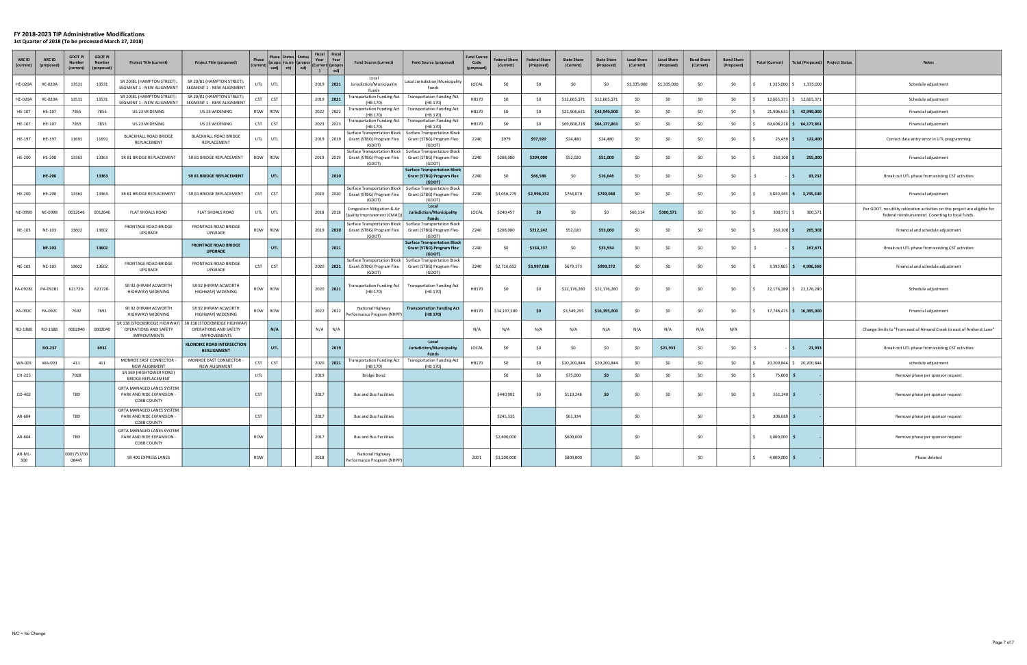# FY 2018-2023 TIP Administrative Modifications

**1st Quarter of 2018 (To be processed March 27, 2018)**

| ARC ID (current) | ARC ID (proposed) | GDOT PI Number (current) | GDOT PI Number (proposed) | Project Title (current) | Project Title (proposed) | Phase (current) | Phase (proposed) | Status (current) | Status (proposed) | Fiscal Year (Current) | Fiscal Year (proposed) | Fund Source (current) | Fund Source (proposed) | Fund Source Code (proposed) | Federal Share (Current) | Federal Share (Proposed) | State Share (Current) | State Share (Proposed) | Local Share (Current) | Local Share (Proposed) | Bond Share (Current) | Bond Share (Proposed) | Total (Current) | Total (Proposed) | Project Status | Notes |
|---|---|---|---|---|---|---|---|---|---|---|---|---|---|---|---|---|---|---|---|---|---|---|---|---|---|---|
| HE-020A | HE-020A | 13531 | 13531 | SR 20/81 (HAMPTON STREET): SEGMENT 1 - NEW ALIGNMENT | SR 20/81 (HAMPTON STREET): SEGMENT 1 - NEW ALIGNMENT | UTL | UTL | | | 2019 | **2021** | Local Jurisdiction/Municipality Funds | Local Jurisdiction/Municipality Funds | LOCAL | $0 | $0 | $0 | $0 | $1,335,000 | $1,335,000 | $0 | $0 | $ 1,335,000 | $ 1,335,000 | | Schedule adjustment |
| HE-020A | HE-020A | 13531 | 13531 | SR 20/81 (HAMPTON STREET): SEGMENT 1 - NEW ALIGNMENT | SR 20/81 (HAMPTON STREET): SEGMENT 1 - NEW ALIGNMENT | CST | CST | | | 2019 | **2021** | Transportation Funding Act (HB 170) | Transportation Funding Act (HB 170) | HB170 | $0 | $0 | $12,665,371 | $12,665,371 | $0 | $0 | $0 | $0 | $ 12,665,371 | $ 12,665,371 | | Schedule adjustment |
| HE-107 | HE-107 | 7855 | 7855 | US 23 WIDENING | US 23 WIDENING | ROW | ROW | | | 2022 | 2022 | Transportation Funding Act (HB 170) | Transportation Funding Act (HB 170) | HB170 | $0 | $0 | $21,906,631 | **$43,949,000** | $0 | $0 | $0 | $0 | $ 21,906,631 | **$ 43,949,000** | | Financial adjustment |
| HE-107 | HE-107 | 7855 | 7855 | US 23 WIDENING | US 23 WIDENING | CST | CST | | | 2023 | 2023 | Transportation Funding Act (HB 170) | Transportation Funding Act (HB 170) | HB170 | $0 | $0 | $69,608,218 | **$64,177,861** | $0 | $0 | $0 | $0 | $ 69,608,218 | **$ 64,177,861** | | Financial adjustment |
| HE-197 | HE-197 | 11691 | 11691 | BLACKHALL ROAD BRIDGE REPLACEMENT | BLACKHALL ROAD BRIDGE REPLACEMENT | UTL | UTL | | | 2019 | 2019 | Surface Transportation Block Grant (STBG) Program Flex (GDOT) | Surface Transportation Block Grant (STBG) Program Flex (GDOT) | Z240 | $979 | **$97,920** | $24,480 | $24,480 | $0 | $0 | $0 | $0 | $ 25,459 | **$ 122,400** | | Correct data entry error in UTL programming |
| HE-200 | HE-200 | 13363 | 13363 | SR 81 BRIDGE REPLACEMENT | SR 81 BRIDGE REPLACEMENT | ROW | ROW | | | 2019 | 2019 | Surface Transportation Block Grant (STBG) Program Flex (GDOT) | Surface Transportation Block Grant (STBG) Program Flex (GDOT) | Z240 | $208,080 | **$204,000** | $52,020 | **$51,000** | $0 | $0 | $0 | $0 | $ 260,100 | **$ 255,000** | | Financial adjustment |
| | **HE-200** | | **13363** | | **SR 81 BRIDGE REPLACEMENT** | | **UTL** | | | | **2020** | | **Surface Transportation Block Grant (STBG) Program Flex (GDOT)** | Z240 | $0 | **$66,586** | $0 | **$16,646** | $0 | $0 | $0 | $0 | $ - | **$ 83,232** | | Break out UTL phase from existing CST activities |
| HE-200 | HE-200 | 13363 | 13363 | SR 81 BRIDGE REPLACEMENT | SR 81 BRIDGE REPLACEMENT | CST | CST | | | 2020 | 2020 | Surface Transportation Block Grant (STBG) Program Flex (GDOT) | Surface Transportation Block Grant (STBG) Program Flex (GDOT) | Z240 | $3,056,279 | **$2,996,352** | $764,070 | **$749,088** | $0 | $0 | $0 | $0 | $ 3,820,349 | **$ 3,745,440** | | Financial adjustment |
| NE-099B | NE-099B | 0012646 | 0012646 | FLAT SHOALS ROAD | FLAT SHOALS ROAD | UTL | UTL | | | 2018 | 2018 | Congestion Mitigation & Air Quality Improvement (CMAQ) | **Local Jurisdiction/Municipality Funds** | LOCAL | $240,457 | **$0** | $0 | $0 | $60,114 | **$300,571** | $0 | $0 | $ 300,571 | $ 300,571 | | Per GDOT, no utility relocation activities on this project are eligible for federal reimbursement. Coverting to local funds. |
| NE-103 | NE-103 | 13602 | 13602 | FRONTAGE ROAD BRIDGE UPGRADE | FRONTAGE ROAD BRIDGE UPGRADE | ROW | ROW | | | 2019 | **2020** | Surface Transportation Block Grant (STBG) Program Flex (GDOT) | Surface Transportation Block Grant (STBG) Program Flex (GDOT) | Z240 | $208,080 | **$212,242** | $52,020 | **$53,060** | $0 | $0 | $0 | $0 | $ 260,100 | **$ 265,302** | | Financial and schedule adjustment |
| | **NE-103** | | **13602** | | **FRONTAGE ROAD BRIDGE UPGRADE** | | **UTL** | | | | **2021** | | **Surface Transportation Block Grant (STBG) Program Flex (GDOT)** | Z240 | $0 | **$134,137** | $0 | **$33,534** | $0 | $0 | $0 | $0 | $ - | **$ 167,671** | | Break out UTL phase from existing CST activities |
| NE-103 | NE-103 | 13602 | 13602 | FRONTAGE ROAD BRIDGE UPGRADE | FRONTAGE ROAD BRIDGE UPGRADE | CST | CST | | | 2020 | **2021** | Surface Transportation Block Grant (STBG) Program Flex (GDOT) | Surface Transportation Block Grant (STBG) Program Flex (GDOT) | Z240 | $2,716,692 | **$3,997,088** | $679,173 | **$999,272** | $0 | $0 | $0 | $0 | $ 3,395,865 | **$ 4,996,360** | | Financial and schedule adjustment |
| PA-092B1 | PA-092B1 | 621720- | 621720- | SR 92 (HIRAM ACWORTH HIGHWAY) WIDENING | SR 92 (HIRAM ACWORTH HIGHWAY) WIDENING | ROW | ROW | | | 2020 | **2021** | Transportation Funding Act (HB 170) | Transportation Funding Act (HB 170) | HB170 | $0 | $0 | $22,176,280 | $22,176,280 | $0 | $0 | $0 | $0 | $ 22,176,280 | $ 22,176,280 | | Schedule adjustment |
| PA-092C | PA-092C | 7692 | 7692 | SR 92 (HIRAM ACWORTH HIGHWAY) WIDENING | SR 92 (HIRAM ACWORTH HIGHWAY) WIDENING | ROW | ROW | | | 2022 | 2022 | National Highway Performance Program (NHPP) | **Transportation Funding Act (HB 170)** | HB170 | $14,197,180 | **$0** | $3,549,295 | **$16,395,000** | $0 | $0 | $0 | $0 | $ 17,746,475 | **$ 16,395,000** | | Financial adjustment |
| RO-138B | RO-138B | 0002040 | 0002040 | SR 138 (STOCKBRIDGE HIGHWAY) OPERATIONS AND SAFETY IMPROVEMENTS | SR 138 (STOCKBRIDGE HIGHWAY) OPERATIONS AND SAFETY IMPROVEMENTS | | **N/A** | | | N/A | N/A | | | N/A | N/A | N/A | N/A | N/A | N/A | N/A | N/A | N/A | | | | Change limits to "From east of Almand Creek to east of Amherst Lane" |
| | **RO-237** | | **6932** | | **KLONDIKE ROAD INTERSECTION REALIGNMENT** | | **UTL** | | | | **2019** | | **Local Jurisdiction/Municipality Funds** | LOCAL | $0 | $0 | $0 | $0 | $0 | **$21,933** | $0 | $0 | $ - | **$ 21,933** | | Break out UTL phase from existing CST activities |
| WA-003 | WA-003 | 411 | 411 | MONROE EAST CONNECTOR - NEW ALIGNMENT | MONROE EAST CONNECTOR - NEW ALIGNMENT | CST | CST | | | 2020 | **2021** | Transportation Funding Act (HB 170) | Transportation Funding Act (HB 170) | HB170 | $0 | $0 | $20,200,844 | $20,200,844 | $0 | $0 | $0 | $0 | $ 20,200,844 | $ 20,200,844 | | schedule adjustment |
| CH-225 | | 7028 | | SR 369 (HIGHTOWER ROAD) BRIDGE REPLACEMENT | | UTL | | | | 2019 | | Bridge Bond | | | $0 | $0 | $75,000 | **$0** | $0 | $0 | $0 | $0 | $ 75,000 | **$ -** | | Remove phase per sponsor request |
| CO-402 | | TBD | | GRTA MANAGED LANES SYSTEM PARK AND RIDE EXPANSION - COBB COUNTY | | CST | | | | 2017 | | Bus and Bus Facilities | | | $440,992 | $0 | $110,248 | **$0** | $0 | $0 | $0 | $0 | $ 551,240 | **$ -** | | Remove phase per sponsor request |
| AR-604 | | TBD | | GRTA MANAGED LANES SYSTEM PARK AND RIDE EXPANSION - COBB COUNTY | | CST | | | | 2017 | | Bus and Bus Facilities | | | $245,335 | | $61,334 | | $0 | | $0 | | $ 306,669 | **$ -** | | Remove phase per sponsor request |
| AR-604 | | TBD | | GRTA MANAGED LANES SYSTEM PARK AND RIDE EXPANSION - COBB COUNTY | | ROW | | | | 2017 | | Bus and Bus Facilities | | | $2,400,000 | | $600,000 | | $0 | | $0 | | $ 3,000,000 | **$ -** | | Remove phase per sponsor request |
| AR-ML-300 | | 0001757/0008445 | | SR 400 EXPRESS LANES | | ROW | | | | 2018 | | National Highway Performance Program (NHPP) | | Z001 | $3,200,000 | | $800,000 | | $0 | | $0 | | $ 4,000,000 | **$ -** | | Phase deleted |

N/C = No Change